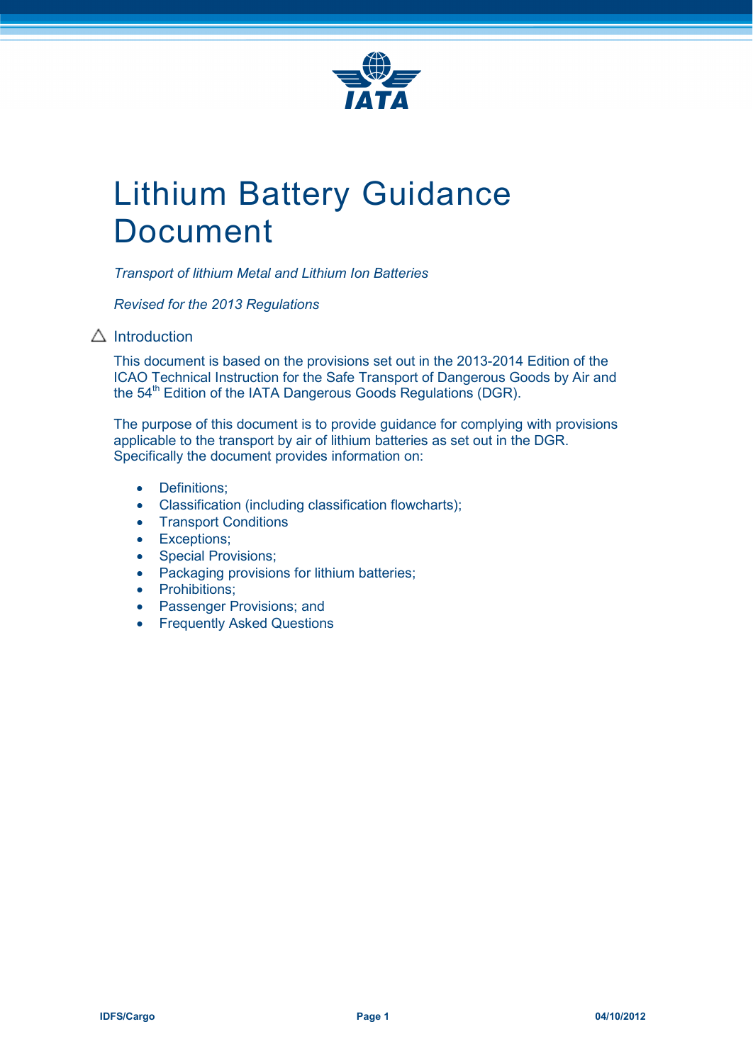# Lithium Battery Guidance Document

*Transport of lithium Metal and Lithium Ion Batteries*

*Revised for the 2013 Regulations*

## △ Introduction

This document is based on the provisions set out in the 2013-2014 Edition of the ICAO Technical Instruction for the Safe Transport of Dangerous Goods by Air and the 54th Edition of the IATA Dangerous Goods Regulations (DGR).

The purpose of this document is to provide guidance for complying with provisions applicable to the transport by air of lithium batteries as set out in the DGR. Specifically the document provides information on:

- Definitions;
- Classification (including classification flowcharts);
- Transport Conditions
- Exceptions;
- Special Provisions;
- Packaging provisions for lithium batteries;
- Prohibitions;
- Passenger Provisions; and
- Frequently Asked Questions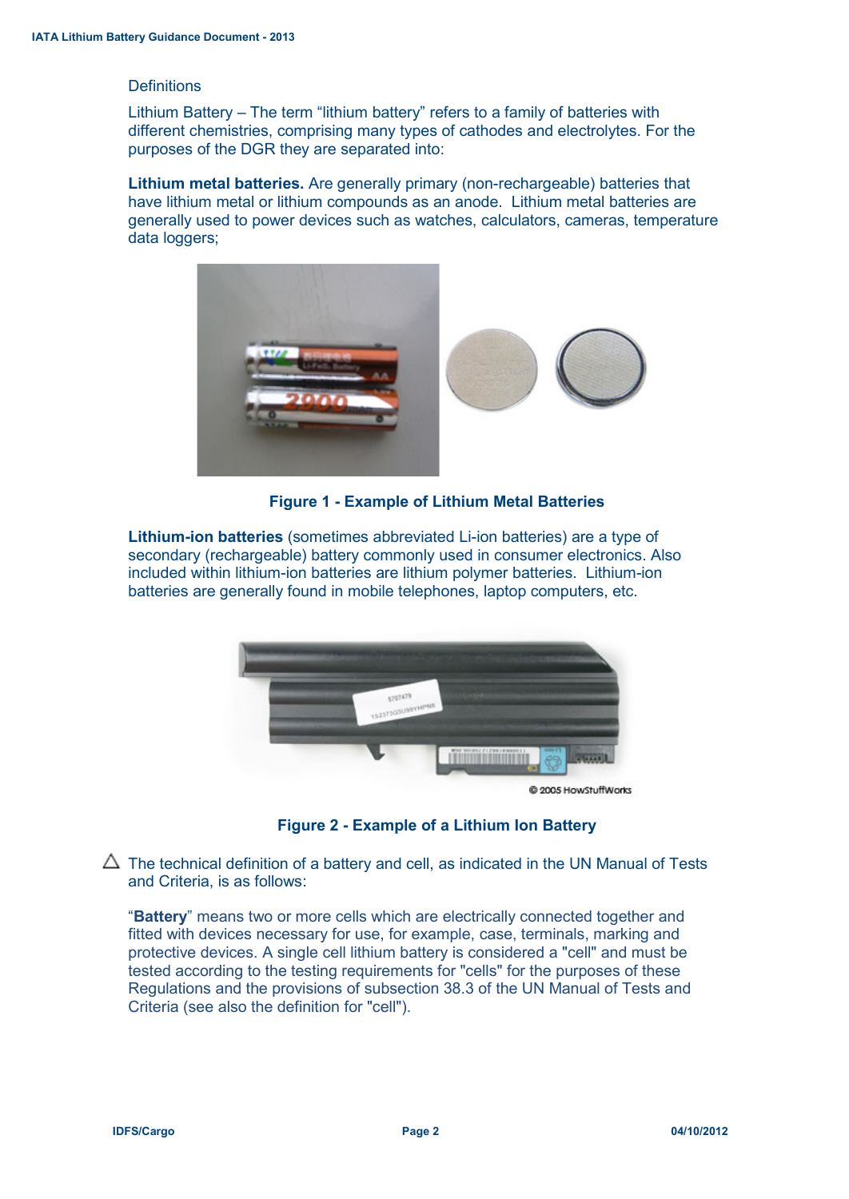## Definitions

Lithium Battery – The term “lithium battery” refers to a family of batteries with different chemistries, comprising many types of cathodes and electrolytes. For the purposes of the DGR they are separated into:

**Lithium metal batteries.** Are generally primary (non-rechargeable) batteries that have lithium metal or lithium compounds as an anode. Lithium metal batteries are generally used to power devices such as watches, calculators, cameras, temperature data loggers;

**Figure 1 - Example of Lithium Metal Batteries**

**Lithium-ion batteries** (sometimes abbreviated Li-ion batteries) are a type of secondary (rechargeable) battery commonly used in consumer electronics. Also included within lithium-ion batteries are lithium polymer batteries. Lithium-ion batteries are generally found in mobile telephones, laptop computers, etc.

**Figure 2 - Example of a Lithium Ion Battery**

△ The technical definition of a battery and cell, as indicated in the UN Manual of Tests and Criteria, is as follows:

“**Battery**” means two or more cells which are electrically connected together and fitted with devices necessary for use, for example, case, terminals, marking and protective devices. A single cell lithium battery is considered a "cell" and must be tested according to the testing requirements for "cells" for the purposes of these Regulations and the provisions of subsection 38.3 of the UN Manual of Tests and Criteria (see also the definition for "cell").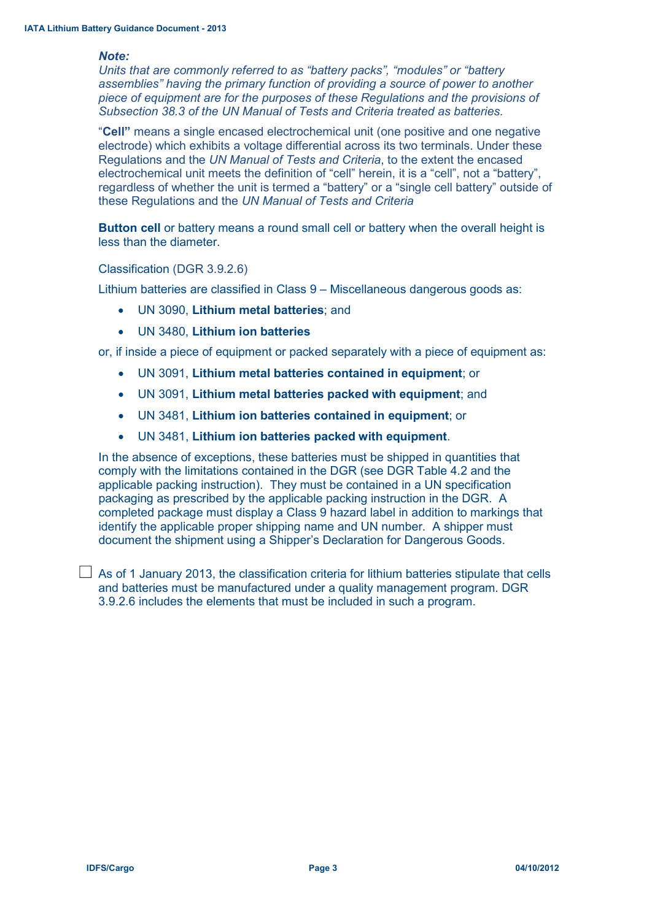***Note:***
*Units that are commonly referred to as “battery packs”, “modules” or “battery assemblies” having the primary function of providing a source of power to another piece of equipment are for the purposes of these Regulations and the provisions of Subsection 38.3 of the UN Manual of Tests and Criteria treated as batteries.*

“**Cell”** means a single encased electrochemical unit (one positive and one negative electrode) which exhibits a voltage differential across its two terminals. Under these Regulations and the *UN Manual of Tests and Criteria*, to the extent the encased electrochemical unit meets the definition of “cell” herein, it is a “cell”, not a “battery”, regardless of whether the unit is termed a “battery” or a “single cell battery” outside of these Regulations and the *UN Manual of Tests and Criteria*

**Button cell** or battery means a round small cell or battery when the overall height is less than the diameter.

Classification (DGR 3.9.2.6)

Lithium batteries are classified in Class 9 – Miscellaneous dangerous goods as:

- UN 3090, **Lithium metal batteries**; and
- UN 3480, **Lithium ion batteries**

or, if inside a piece of equipment or packed separately with a piece of equipment as:

- UN 3091, **Lithium metal batteries contained in equipment**; or
- UN 3091, **Lithium metal batteries packed with equipment**; and
- UN 3481, **Lithium ion batteries contained in equipment**; or
- UN 3481, **Lithium ion batteries packed with equipment**.

In the absence of exceptions, these batteries must be shipped in quantities that comply with the limitations contained in the DGR (see DGR Table 4.2 and the applicable packing instruction). They must be contained in a UN specification packaging as prescribed by the applicable packing instruction in the DGR. A completed package must display a Class 9 hazard label in addition to markings that identify the applicable proper shipping name and UN number. A shipper must document the shipment using a Shipper’s Declaration for Dangerous Goods.

☐ As of 1 January 2013, the classification criteria for lithium batteries stipulate that cells and batteries must be manufactured under a quality management program. DGR 3.9.2.6 includes the elements that must be included in such a program.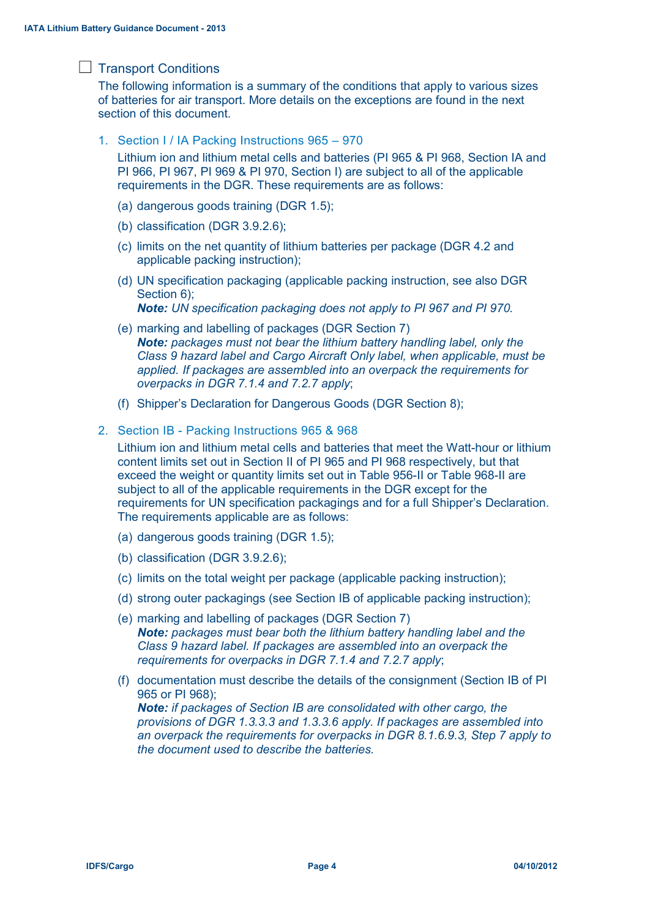## Transport Conditions

The following information is a summary of the conditions that apply to various sizes of batteries for air transport. More details on the exceptions are found in the next section of this document.

### 1. Section I / IA Packing Instructions 965 – 970

Lithium ion and lithium metal cells and batteries (PI 965 & PI 968, Section IA and PI 966, PI 967, PI 969 & PI 970, Section I) are subject to all of the applicable requirements in the DGR. These requirements are as follows:

(a) dangerous goods training (DGR 1.5);

(b) classification (DGR 3.9.2.6);

(c) limits on the net quantity of lithium batteries per package (DGR 4.2 and applicable packing instruction);

(d) UN specification packaging (applicable packing instruction, see also DGR Section 6);
***Note:*** *UN specification packaging does not apply to PI 967 and PI 970.*

(e) marking and labelling of packages (DGR Section 7)
***Note:*** *packages must not bear the lithium battery handling label, only the Class 9 hazard label and Cargo Aircraft Only label, when applicable, must be applied. If packages are assembled into an overpack the requirements for overpacks in DGR 7.1.4 and 7.2.7 apply*;

(f) Shipper's Declaration for Dangerous Goods (DGR Section 8);

### 2. Section IB - Packing Instructions 965 & 968

Lithium ion and lithium metal cells and batteries that meet the Watt-hour or lithium content limits set out in Section II of PI 965 and PI 968 respectively, but that exceed the weight or quantity limits set out in Table 956-II or Table 968-II are subject to all of the applicable requirements in the DGR except for the requirements for UN specification packagings and for a full Shipper's Declaration. The requirements applicable are as follows:

(a) dangerous goods training (DGR 1.5);

(b) classification (DGR 3.9.2.6);

(c) limits on the total weight per package (applicable packing instruction);

(d) strong outer packagings (see Section IB of applicable packing instruction);

(e) marking and labelling of packages (DGR Section 7)
***Note:*** *packages must bear both the lithium battery handling label and the Class 9 hazard label. If packages are assembled into an overpack the requirements for overpacks in DGR 7.1.4 and 7.2.7 apply*;

(f) documentation must describe the details of the consignment (Section IB of PI 965 or PI 968);
***Note:*** *if packages of Section IB are consolidated with other cargo, the provisions of DGR 1.3.3.3 and 1.3.3.6 apply. If packages are assembled into an overpack the requirements for overpacks in DGR 8.1.6.9.3, Step 7 apply to the document used to describe the batteries.*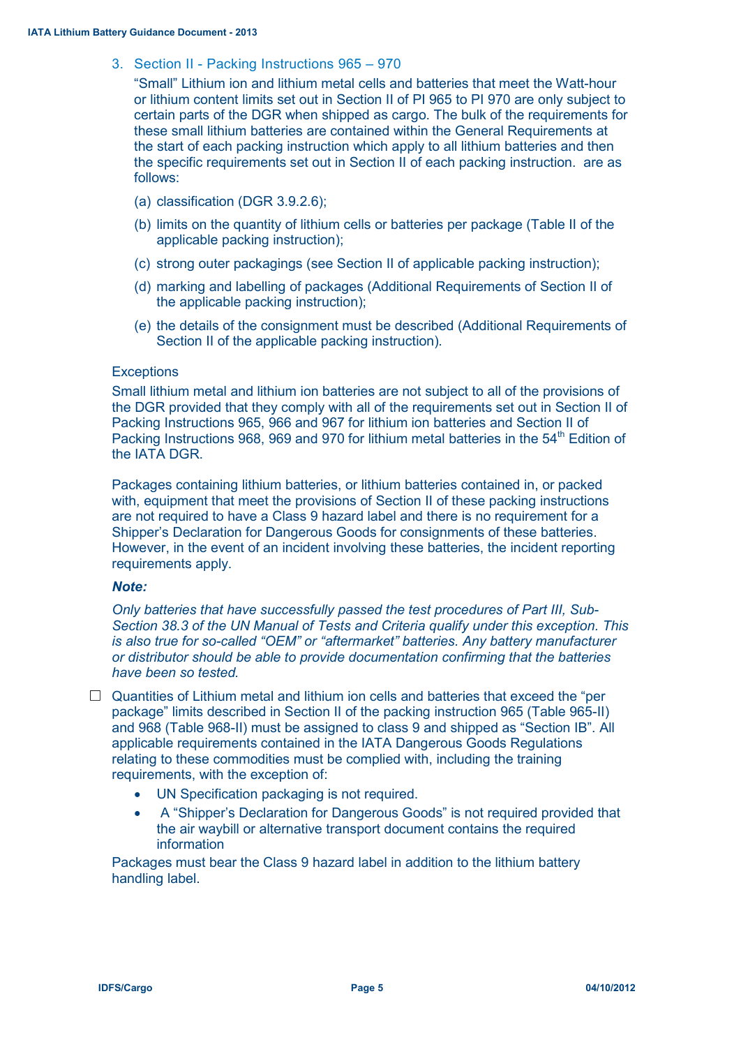### 3. Section II - Packing Instructions 965 – 970

"Small" Lithium ion and lithium metal cells and batteries that meet the Watt-hour or lithium content limits set out in Section II of PI 965 to PI 970 are only subject to certain parts of the DGR when shipped as cargo. The bulk of the requirements for these small lithium batteries are contained within the General Requirements at the start of each packing instruction which apply to all lithium batteries and then the specific requirements set out in Section II of each packing instruction.  are as follows:

(a) classification (DGR 3.9.2.6);

(b) limits on the quantity of lithium cells or batteries per package (Table II of the applicable packing instruction);

(c) strong outer packagings (see Section II of applicable packing instruction);

(d) marking and labelling of packages (Additional Requirements of Section II of the applicable packing instruction);

(e) the details of the consignment must be described (Additional Requirements of Section II of the applicable packing instruction).

Exceptions

Small lithium metal and lithium ion batteries are not subject to all of the provisions of the DGR provided that they comply with all of the requirements set out in Section II of Packing Instructions 965, 966 and 967 for lithium ion batteries and Section II of Packing Instructions 968, 969 and 970 for lithium metal batteries in the 54th Edition of the IATA DGR.

Packages containing lithium batteries, or lithium batteries contained in, or packed with, equipment that meet the provisions of Section II of these packing instructions are not required to have a Class 9 hazard label and there is no requirement for a Shipper's Declaration for Dangerous Goods for consignments of these batteries. However, in the event of an incident involving these batteries, the incident reporting requirements apply.

***Note:***

*Only batteries that have successfully passed the test procedures of Part III, Sub-Section 38.3 of the UN Manual of Tests and Criteria qualify under this exception. This is also true for so-called "OEM" or "aftermarket" batteries. Any battery manufacturer or distributor should be able to provide documentation confirming that the batteries have been so tested.*

- Quantities of Lithium metal and lithium ion cells and batteries that exceed the "per package" limits described in Section II of the packing instruction 965 (Table 965-II) and 968 (Table 968-II) must be assigned to class 9 and shipped as "Section IB". All applicable requirements contained in the IATA Dangerous Goods Regulations relating to these commodities must be complied with, including the training requirements, with the exception of:
  - UN Specification packaging is not required.
  - A "Shipper's Declaration for Dangerous Goods" is not required provided that the air waybill or alternative transport document contains the required information

Packages must bear the Class 9 hazard label in addition to the lithium battery handling label.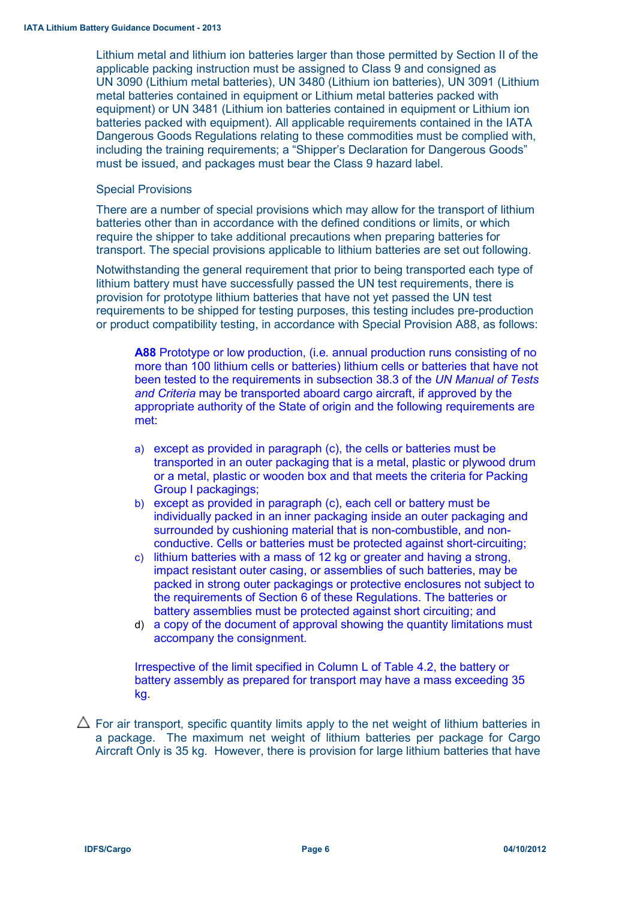Lithium metal and lithium ion batteries larger than those permitted by Section II of the applicable packing instruction must be assigned to Class 9 and consigned as UN 3090 (Lithium metal batteries), UN 3480 (Lithium ion batteries), UN 3091 (Lithium metal batteries contained in equipment or Lithium metal batteries packed with equipment) or UN 3481 (Lithium ion batteries contained in equipment or Lithium ion batteries packed with equipment). All applicable requirements contained in the IATA Dangerous Goods Regulations relating to these commodities must be complied with, including the training requirements; a "Shipper's Declaration for Dangerous Goods" must be issued, and packages must bear the Class 9 hazard label.

Special Provisions

There are a number of special provisions which may allow for the transport of lithium batteries other than in accordance with the defined conditions or limits, or which require the shipper to take additional precautions when preparing batteries for transport. The special provisions applicable to lithium batteries are set out following.

Notwithstanding the general requirement that prior to being transported each type of lithium battery must have successfully passed the UN test requirements, there is provision for prototype lithium batteries that have not yet passed the UN test requirements to be shipped for testing purposes, this testing includes pre-production or product compatibility testing, in accordance with Special Provision A88, as follows:

> **A88** Prototype or low production, (i.e. annual production runs consisting of no more than 100 lithium cells or batteries) lithium cells or batteries that have not been tested to the requirements in subsection 38.3 of the *UN Manual of Tests and Criteria* may be transported aboard cargo aircraft, if approved by the appropriate authority of the State of origin and the following requirements are met:
>
> a) except as provided in paragraph (c), the cells or batteries must be transported in an outer packaging that is a metal, plastic or plywood drum or a metal, plastic or wooden box and that meets the criteria for Packing Group I packagings;
> b) except as provided in paragraph (c), each cell or battery must be individually packed in an inner packaging inside an outer packaging and surrounded by cushioning material that is non-combustible, and non-conductive. Cells or batteries must be protected against short-circuiting;
> c) lithium batteries with a mass of 12 kg or greater and having a strong, impact resistant outer casing, or assemblies of such batteries, may be packed in strong outer packagings or protective enclosures not subject to the requirements of Section 6 of these Regulations. The batteries or battery assemblies must be protected against short circuiting; and
> d) a copy of the document of approval showing the quantity limitations must accompany the consignment.
>
> Irrespective of the limit specified in Column L of Table 4.2, the battery or battery assembly as prepared for transport may have a mass exceeding 35 kg.

△ For air transport, specific quantity limits apply to the net weight of lithium batteries in a package. The maximum net weight of lithium batteries per package for Cargo Aircraft Only is 35 kg. However, there is provision for large lithium batteries that have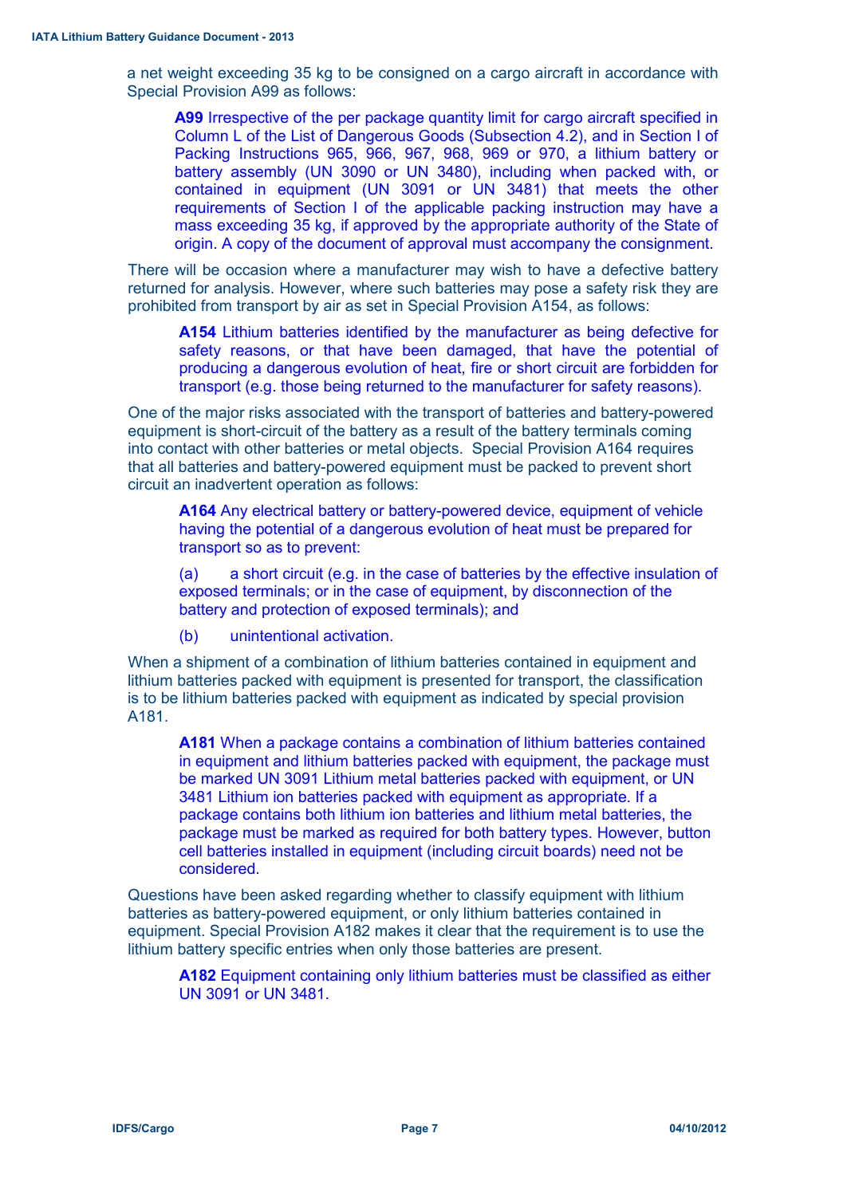a net weight exceeding 35 kg to be consigned on a cargo aircraft in accordance with Special Provision A99 as follows:

> **A99** Irrespective of the per package quantity limit for cargo aircraft specified in Column L of the List of Dangerous Goods (Subsection 4.2), and in Section I of Packing Instructions 965, 966, 967, 968, 969 or 970, a lithium battery or battery assembly (UN 3090 or UN 3480), including when packed with, or contained in equipment (UN 3091 or UN 3481) that meets the other requirements of Section I of the applicable packing instruction may have a mass exceeding 35 kg, if approved by the appropriate authority of the State of origin. A copy of the document of approval must accompany the consignment.

There will be occasion where a manufacturer may wish to have a defective battery returned for analysis. However, where such batteries may pose a safety risk they are prohibited from transport by air as set in Special Provision A154, as follows:

> **A154** Lithium batteries identified by the manufacturer as being defective for safety reasons, or that have been damaged, that have the potential of producing a dangerous evolution of heat, fire or short circuit are forbidden for transport (e.g. those being returned to the manufacturer for safety reasons).

One of the major risks associated with the transport of batteries and battery-powered equipment is short-circuit of the battery as a result of the battery terminals coming into contact with other batteries or metal objects. Special Provision A164 requires that all batteries and battery-powered equipment must be packed to prevent short circuit an inadvertent operation as follows:

> **A164** Any electrical battery or battery-powered device, equipment of vehicle having the potential of a dangerous evolution of heat must be prepared for transport so as to prevent:
>
> (a) a short circuit (e.g. in the case of batteries by the effective insulation of exposed terminals; or in the case of equipment, by disconnection of the battery and protection of exposed terminals); and
>
> (b) unintentional activation.

When a shipment of a combination of lithium batteries contained in equipment and lithium batteries packed with equipment is presented for transport, the classification is to be lithium batteries packed with equipment as indicated by special provision A181.

> **A181** When a package contains a combination of lithium batteries contained in equipment and lithium batteries packed with equipment, the package must be marked UN 3091 Lithium metal batteries packed with equipment, or UN 3481 Lithium ion batteries packed with equipment as appropriate. If a package contains both lithium ion batteries and lithium metal batteries, the package must be marked as required for both battery types. However, button cell batteries installed in equipment (including circuit boards) need not be considered.

Questions have been asked regarding whether to classify equipment with lithium batteries as battery-powered equipment, or only lithium batteries contained in equipment. Special Provision A182 makes it clear that the requirement is to use the lithium battery specific entries when only those batteries are present.

> **A182** Equipment containing only lithium batteries must be classified as either UN 3091 or UN 3481.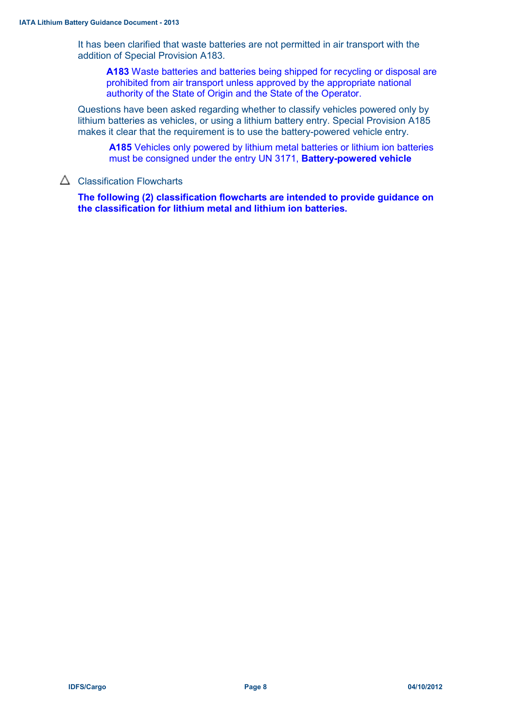It has been clarified that waste batteries are not permitted in air transport with the addition of Special Provision A183.

> **A183** Waste batteries and batteries being shipped for recycling or disposal are prohibited from air transport unless approved by the appropriate national authority of the State of Origin and the State of the Operator.

Questions have been asked regarding whether to classify vehicles powered only by lithium batteries as vehicles, or using a lithium battery entry. Special Provision A185 makes it clear that the requirement is to use the battery-powered vehicle entry.

> **A185** Vehicles only powered by lithium metal batteries or lithium ion batteries must be consigned under the entry UN 3171, **Battery-powered vehicle**

△ Classification Flowcharts

**The following (2) classification flowcharts are intended to provide guidance on the classification for lithium metal and lithium ion batteries.**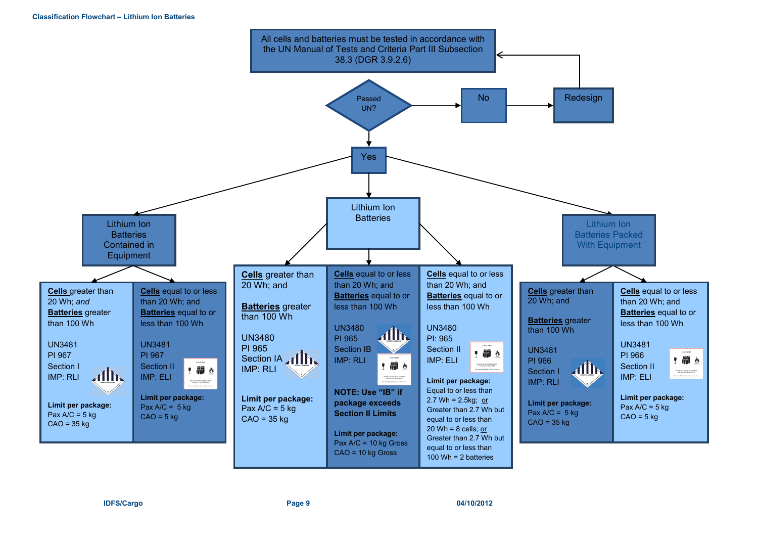# Classification Flowchart – Lithium Ion Batteries

All cells and batteries must be tested in accordance with the UN Manual of Tests and Criteria Part III Subsection 38.3 (DGR 3.9.2.6)

Passed UN?

- **No** → Redesign → (return to testing)
- **Yes** → proceed to classification below

## Lithium Ion Batteries Contained in Equipment

| **Cells** greater than 20 Wh; *and* **Batteries** greater than 100 Wh | **Cells** equal to or less than 20 Wh; and **Batteries** equal to or less than 100 Wh |
|---|---|
| UN3481<br>PI 967<br>Section I<br>IMP: RLI | UN3481<br>PI 967<br>Section II<br>IMP: ELI |
| **Limit per package:**<br>Pax A/C = 5 kg<br>CAO = 35 kg | **Limit per package:**<br>Pax A/C = 5 kg<br>CAO = 5 kg |

## Lithium Ion Batteries

| **Cells** greater than 20 Wh; and **Batteries** greater than 100 Wh | **Cells** equal to or less than 20 Wh; and **Batteries** equal to or less than 100 Wh | **Cells** equal to or less than 20 Wh; and **Batteries** equal to or less than 100 Wh |
|---|---|---|
| UN3480<br>PI 965<br>Section IA<br>IMP: RLI | UN3480<br>PI 965<br>Section IB<br>IMP: RLI | UN3480<br>PI: 965<br>Section II<br>IMP: ELI |
| | **NOTE: Use "IB" if package exceeds Section II Limits** | |
| **Limit per package:**<br>Pax A/C = 5 kg<br>CAO = 35 kg | **Limit per package:**<br>Pax A/C = 10 kg Gross<br>CAO = 10 kg Gross | **Limit per package:**<br>Equal to or less than 2.7 Wh = 2.5kg; or<br>Greater than 2.7 Wh but equal to or less than 20 Wh = 8 cells; or<br>Greater than 2.7 Wh but equal to or less than 100 Wh = 2 batteries |

## Lithium Ion Batteries Packed With Equipment

| **Cells** greater than 20 Wh; and **Batteries** greater than 100 Wh | **Cells** equal to or less than 20 Wh; and **Batteries** equal to or less than 100 Wh |
|---|---|
| UN3481<br>PI 966<br>Section I<br>IMP: RLI | UN3481<br>PI 966<br>Section II<br>IMP: ELI |
| **Limit per package:**<br>Pax A/C = 5 kg<br>CAO = 35 kg | **Limit per package:**<br>Pax A/C = 5 kg<br>CAO = 5 kg |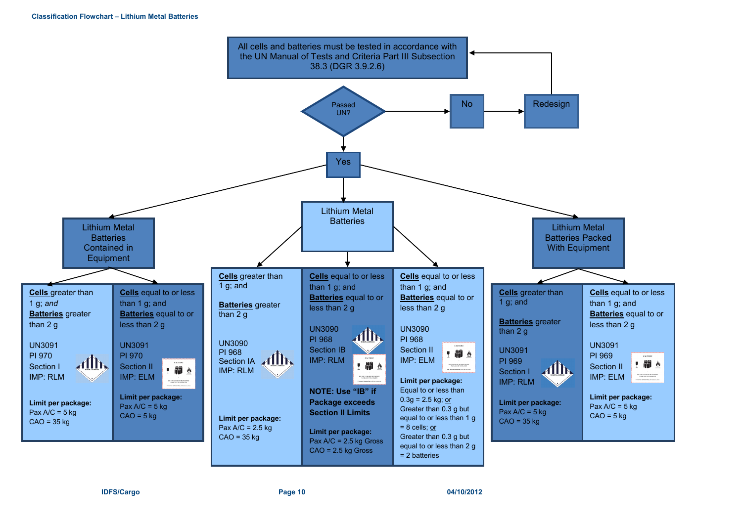## Classification Flowchart – Lithium Metal Batteries

All cells and batteries must be tested in accordance with the UN Manual of Tests and Criteria Part III Subsection 38.3 (DGR 3.9.2.6)

Passed UN?

- No → Redesign → (return to testing)
- Yes →

### Lithium Metal Batteries Contained in Equipment

| **Cells** greater than 1 g; *and* **Batteries** greater than 2 g | **Cells** equal to or less than 1 g; and **Batteries** equal to or less than 2 g |
|---|---|
| UN3091<br>PI 970<br>Section I<br>IMP: RLM | UN3091<br>PI 970<br>Section II<br>IMP: ELM |
| **Limit per package:**<br>Pax A/C = 5 kg<br>CAO = 35 kg | **Limit per package:**<br>Pax A/C = 5 kg<br>CAO = 5 kg |

### Lithium Metal Batteries

| **Cells** greater than 1 g; and **Batteries** greater than 2 g | **Cells** equal to or less than 1 g; and **Batteries** equal to or less than 2 g | **Cells** equal to or less than 1 g; and **Batteries** equal to or less than 2 g |
|---|---|---|
| UN3090<br>PI 968<br>Section IA<br>IMP: RLM | UN3090<br>PI 968<br>Section IB<br>IMP: RLM<br><br>**NOTE: Use "IB" if Package exceeds Section II Limits** | UN3090<br>PI 968<br>Section II<br>IMP: ELM |
| **Limit per package:**<br>Pax A/C = 2.5 kg<br>CAO = 35 kg | **Limit per package:**<br>Pax A/C = 2.5 kg Gross<br>CAO = 2.5 kg Gross | **Limit per package:**<br>Equal to or less than 0.3g = 2.5 kg; or<br>Greater than 0.3 g but equal to or less than 1 g = 8 cells; or<br>Greater than 0.3 g but equal to or less than 2 g = 2 batteries |

### Lithium Metal Batteries Packed With Equipment

| **Cells** greater than 1 g; and **Batteries** greater than 2 g | **Cells** equal to or less than 1 g; and **Batteries** equal to or less than 2 g |
|---|---|
| UN3091<br>PI 969<br>Section I<br>IMP: RLM | UN3091<br>PI 969<br>Section II<br>IMP: ELM |
| **Limit per package:**<br>Pax A/C = 5 kg<br>CAO = 35 kg | **Limit per package:**<br>Pax A/C = 5 kg<br>CAO = 5 kg |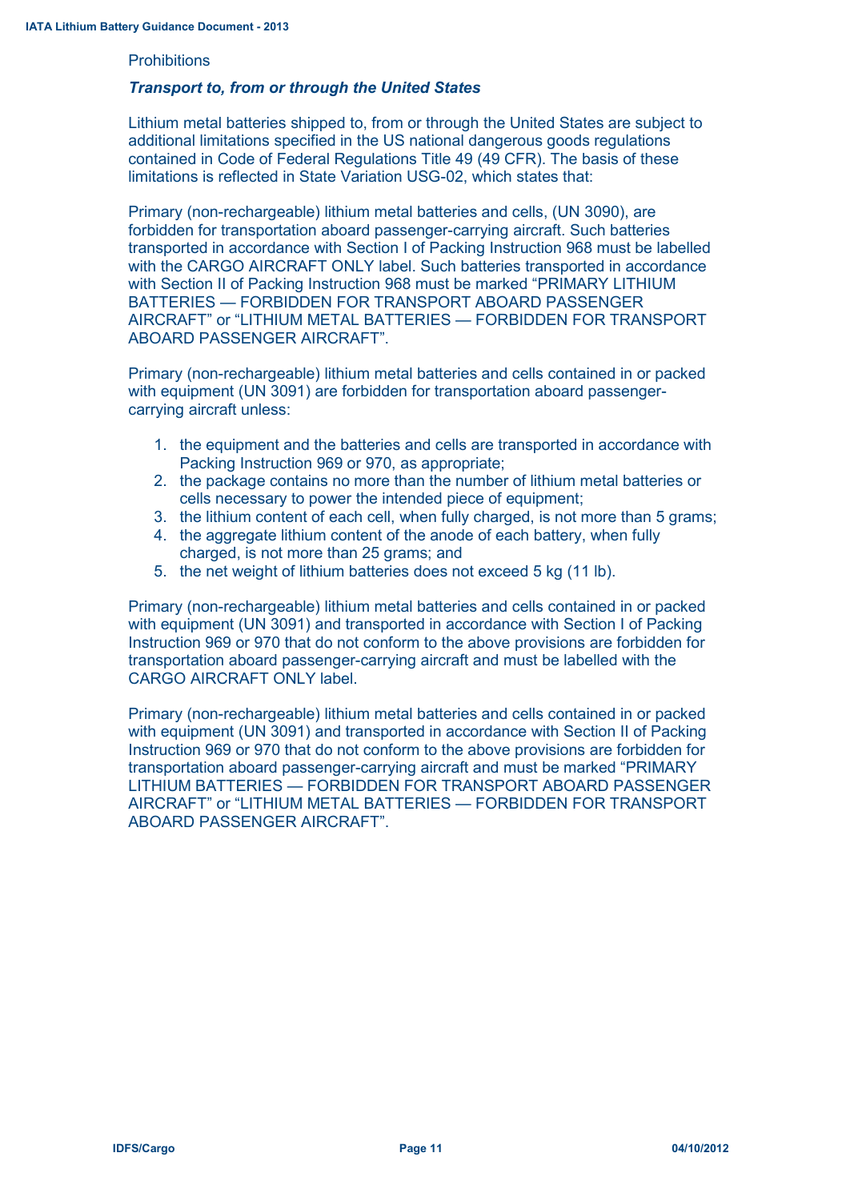Prohibitions

### *Transport to, from or through the United States*

Lithium metal batteries shipped to, from or through the United States are subject to additional limitations specified in the US national dangerous goods regulations contained in Code of Federal Regulations Title 49 (49 CFR). The basis of these limitations is reflected in State Variation USG-02, which states that:

Primary (non-rechargeable) lithium metal batteries and cells, (UN 3090), are forbidden for transportation aboard passenger-carrying aircraft. Such batteries transported in accordance with Section I of Packing Instruction 968 must be labelled with the CARGO AIRCRAFT ONLY label. Such batteries transported in accordance with Section II of Packing Instruction 968 must be marked “PRIMARY LITHIUM BATTERIES — FORBIDDEN FOR TRANSPORT ABOARD PASSENGER AIRCRAFT” or “LITHIUM METAL BATTERIES — FORBIDDEN FOR TRANSPORT ABOARD PASSENGER AIRCRAFT”.

Primary (non-rechargeable) lithium metal batteries and cells contained in or packed with equipment (UN 3091) are forbidden for transportation aboard passenger-carrying aircraft unless:

1. the equipment and the batteries and cells are transported in accordance with Packing Instruction 969 or 970, as appropriate;
2. the package contains no more than the number of lithium metal batteries or cells necessary to power the intended piece of equipment;
3. the lithium content of each cell, when fully charged, is not more than 5 grams;
4. the aggregate lithium content of the anode of each battery, when fully charged, is not more than 25 grams; and
5. the net weight of lithium batteries does not exceed 5 kg (11 lb).

Primary (non-rechargeable) lithium metal batteries and cells contained in or packed with equipment (UN 3091) and transported in accordance with Section I of Packing Instruction 969 or 970 that do not conform to the above provisions are forbidden for transportation aboard passenger-carrying aircraft and must be labelled with the CARGO AIRCRAFT ONLY label.

Primary (non-rechargeable) lithium metal batteries and cells contained in or packed with equipment (UN 3091) and transported in accordance with Section II of Packing Instruction 969 or 970 that do not conform to the above provisions are forbidden for transportation aboard passenger-carrying aircraft and must be marked “PRIMARY LITHIUM BATTERIES — FORBIDDEN FOR TRANSPORT ABOARD PASSENGER AIRCRAFT” or “LITHIUM METAL BATTERIES — FORBIDDEN FOR TRANSPORT ABOARD PASSENGER AIRCRAFT”.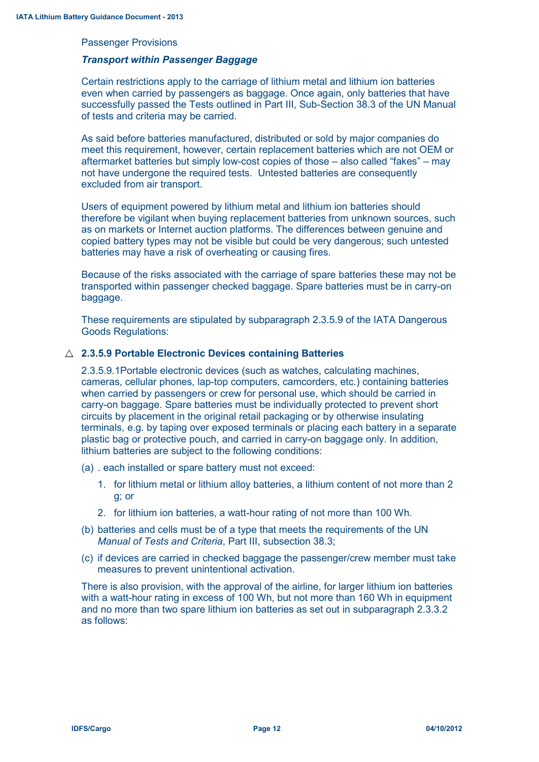Passenger Provisions

***Transport within Passenger Baggage***

Certain restrictions apply to the carriage of lithium metal and lithium ion batteries even when carried by passengers as baggage. Once again, only batteries that have successfully passed the Tests outlined in Part III, Sub-Section 38.3 of the UN Manual of tests and criteria may be carried.

As said before batteries manufactured, distributed or sold by major companies do meet this requirement, however, certain replacement batteries which are not OEM or aftermarket batteries but simply low-cost copies of those – also called “fakes” – may not have undergone the required tests. Untested batteries are consequently excluded from air transport.

Users of equipment powered by lithium metal and lithium ion batteries should therefore be vigilant when buying replacement batteries from unknown sources, such as on markets or Internet auction platforms. The differences between genuine and copied battery types may not be visible but could be very dangerous; such untested batteries may have a risk of overheating or causing fires.

Because of the risks associated with the carriage of spare batteries these may not be transported within passenger checked baggage. Spare batteries must be in carry-on baggage.

These requirements are stipulated by subparagraph 2.3.5.9 of the IATA Dangerous Goods Regulations:

### △ 2.3.5.9 Portable Electronic Devices containing Batteries

2.3.5.9.1Portable electronic devices (such as watches, calculating machines, cameras, cellular phones, lap-top computers, camcorders, etc.) containing batteries when carried by passengers or crew for personal use, which should be carried in carry-on baggage. Spare batteries must be individually protected to prevent short circuits by placement in the original retail packaging or by otherwise insulating terminals, e.g. by taping over exposed terminals or placing each battery in a separate plastic bag or protective pouch, and carried in carry-on baggage only. In addition, lithium batteries are subject to the following conditions:

(a) . each installed or spare battery must not exceed:

1. for lithium metal or lithium alloy batteries, a lithium content of not more than 2 g; or
2. for lithium ion batteries, a watt-hour rating of not more than 100 Wh.

(b) batteries and cells must be of a type that meets the requirements of the UN *Manual of Tests and Criteria*, Part III, subsection 38.3;

(c) if devices are carried in checked baggage the passenger/crew member must take measures to prevent unintentional activation.

There is also provision, with the approval of the airline, for larger lithium ion batteries with a watt-hour rating in excess of 100 Wh, but not more than 160 Wh in equipment and no more than two spare lithium ion batteries as set out in subparagraph 2.3.3.2 as follows: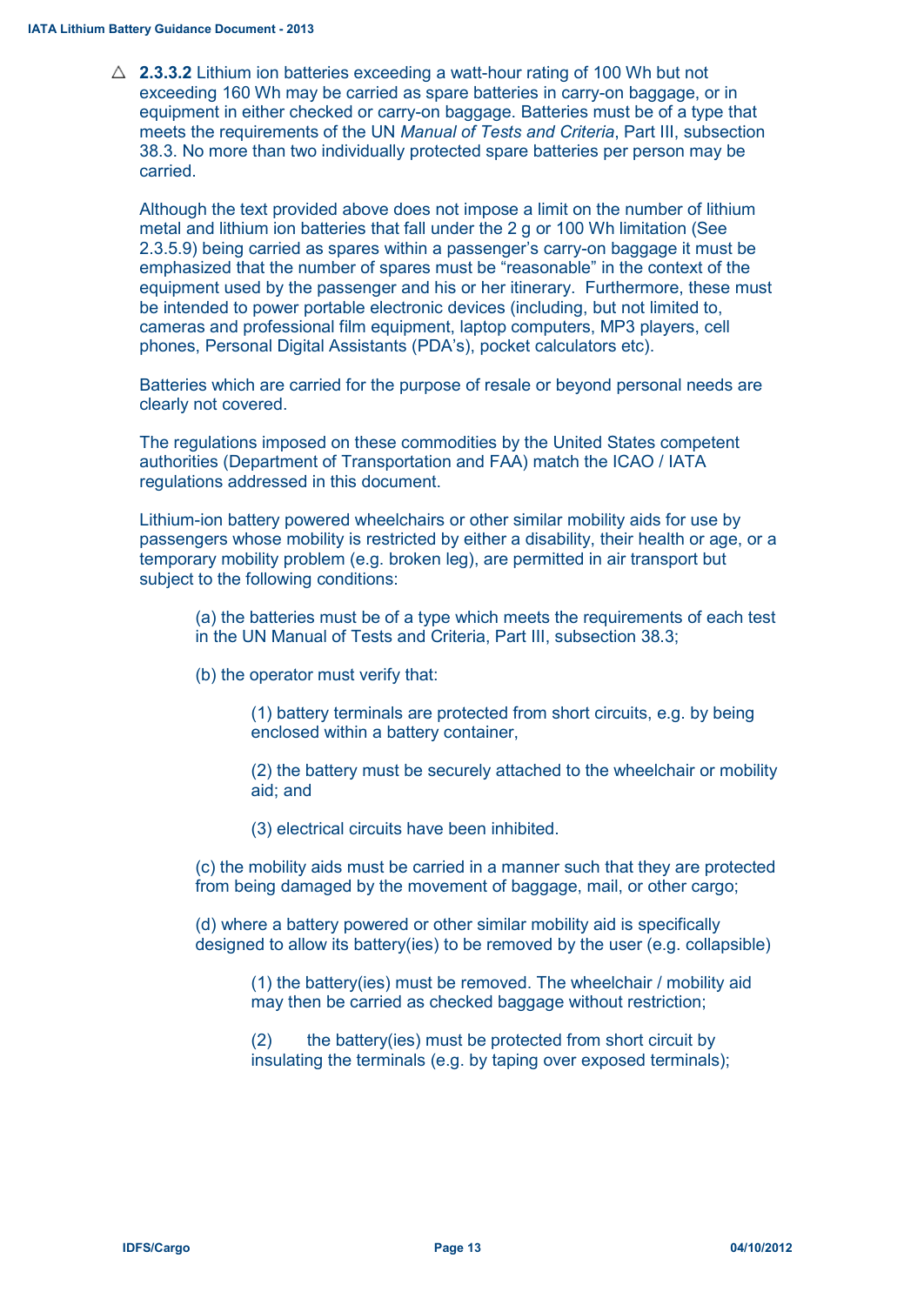△ **2.3.3.2** Lithium ion batteries exceeding a watt-hour rating of 100 Wh but not exceeding 160 Wh may be carried as spare batteries in carry-on baggage, or in equipment in either checked or carry-on baggage. Batteries must be of a type that meets the requirements of the UN *Manual of Tests and Criteria*, Part III, subsection 38.3. No more than two individually protected spare batteries per person may be carried.

Although the text provided above does not impose a limit on the number of lithium metal and lithium ion batteries that fall under the 2 g or 100 Wh limitation (See 2.3.5.9) being carried as spares within a passenger's carry-on baggage it must be emphasized that the number of spares must be "reasonable" in the context of the equipment used by the passenger and his or her itinerary. Furthermore, these must be intended to power portable electronic devices (including, but not limited to, cameras and professional film equipment, laptop computers, MP3 players, cell phones, Personal Digital Assistants (PDA's), pocket calculators etc).

Batteries which are carried for the purpose of resale or beyond personal needs are clearly not covered.

The regulations imposed on these commodities by the United States competent authorities (Department of Transportation and FAA) match the ICAO / IATA regulations addressed in this document.

Lithium-ion battery powered wheelchairs or other similar mobility aids for use by passengers whose mobility is restricted by either a disability, their health or age, or a temporary mobility problem (e.g. broken leg), are permitted in air transport but subject to the following conditions:

(a) the batteries must be of a type which meets the requirements of each test in the UN Manual of Tests and Criteria, Part III, subsection 38.3;

(b) the operator must verify that:

(1) battery terminals are protected from short circuits, e.g. by being enclosed within a battery container,

(2) the battery must be securely attached to the wheelchair or mobility aid; and

(3) electrical circuits have been inhibited.

(c) the mobility aids must be carried in a manner such that they are protected from being damaged by the movement of baggage, mail, or other cargo;

(d) where a battery powered or other similar mobility aid is specifically designed to allow its battery(ies) to be removed by the user (e.g. collapsible)

(1) the battery(ies) must be removed. The wheelchair / mobility aid may then be carried as checked baggage without restriction;

(2) the battery(ies) must be protected from short circuit by insulating the terminals (e.g. by taping over exposed terminals);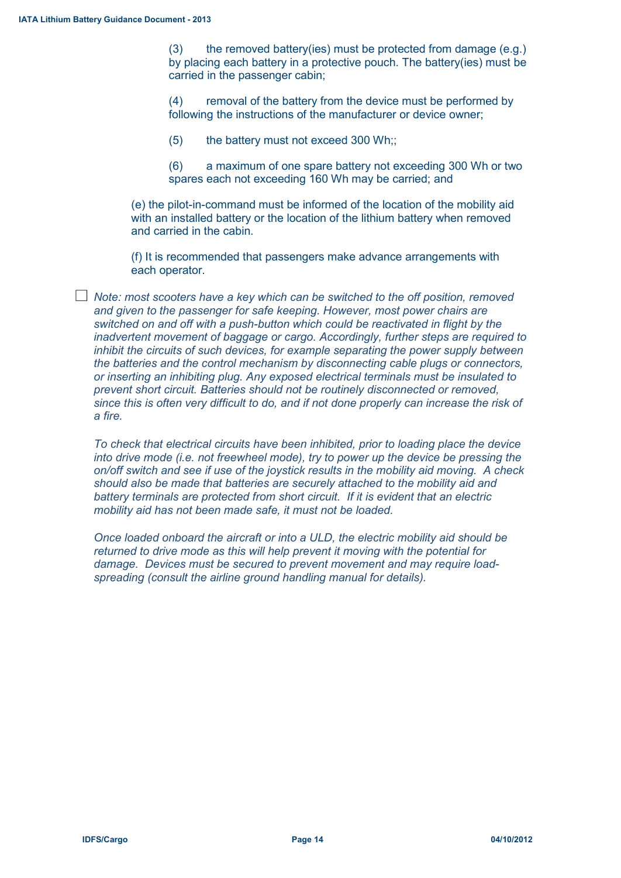(3) the removed battery(ies) must be protected from damage (e.g.) by placing each battery in a protective pouch. The battery(ies) must be carried in the passenger cabin;

(4) removal of the battery from the device must be performed by following the instructions of the manufacturer or device owner;

(5) the battery must not exceed 300 Wh;;

(6) a maximum of one spare battery not exceeding 300 Wh or two spares each not exceeding 160 Wh may be carried; and

(e) the pilot-in-command must be informed of the location of the mobility aid with an installed battery or the location of the lithium battery when removed and carried in the cabin.

(f) It is recommended that passengers make advance arrangements with each operator.

- *Note: most scooters have a key which can be switched to the off position, removed and given to the passenger for safe keeping. However, most power chairs are switched on and off with a push-button which could be reactivated in flight by the inadvertent movement of baggage or cargo. Accordingly, further steps are required to inhibit the circuits of such devices, for example separating the power supply between the batteries and the control mechanism by disconnecting cable plugs or connectors, or inserting an inhibiting plug. Any exposed electrical terminals must be insulated to prevent short circuit. Batteries should not be routinely disconnected or removed, since this is often very difficult to do, and if not done properly can increase the risk of a fire.*

  *To check that electrical circuits have been inhibited, prior to loading place the device into drive mode (i.e. not freewheel mode), try to power up the device be pressing the on/off switch and see if use of the joystick results in the mobility aid moving. A check should also be made that batteries are securely attached to the mobility aid and battery terminals are protected from short circuit. If it is evident that an electric mobility aid has not been made safe, it must not be loaded.*

  *Once loaded onboard the aircraft or into a ULD, the electric mobility aid should be returned to drive mode as this will help prevent it moving with the potential for damage. Devices must be secured to prevent movement and may require load-spreading (consult the airline ground handling manual for details).*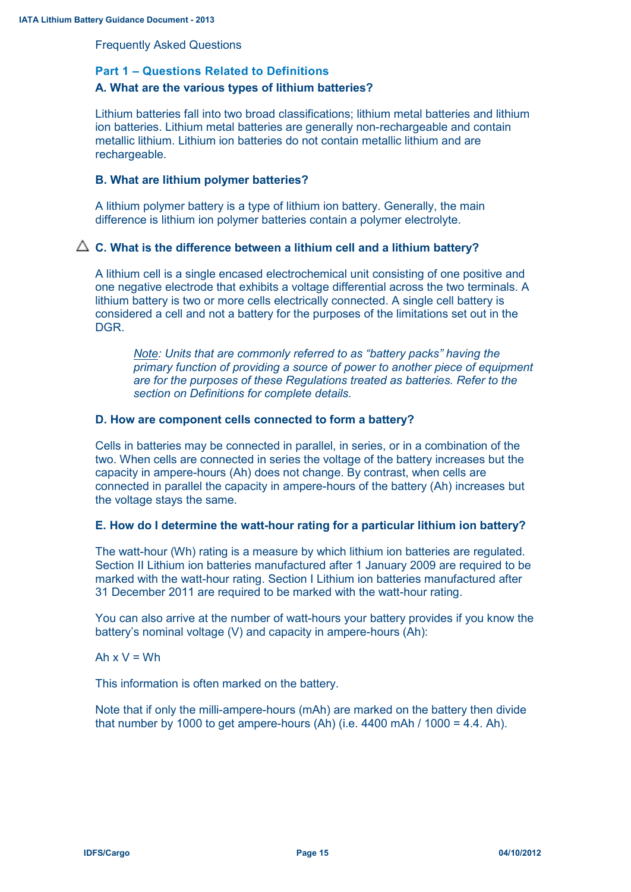Frequently Asked Questions

## Part 1 – Questions Related to Definitions

### A. What are the various types of lithium batteries?

Lithium batteries fall into two broad classifications; lithium metal batteries and lithium ion batteries. Lithium metal batteries are generally non-rechargeable and contain metallic lithium. Lithium ion batteries do not contain metallic lithium and are rechargeable.

### B. What are lithium polymer batteries?

A lithium polymer battery is a type of lithium ion battery. Generally, the main difference is lithium ion polymer batteries contain a polymer electrolyte.

### △ C. What is the difference between a lithium cell and a lithium battery?

A lithium cell is a single encased electrochemical unit consisting of one positive and one negative electrode that exhibits a voltage differential across the two terminals. A lithium battery is two or more cells electrically connected. A single cell battery is considered a cell and not a battery for the purposes of the limitations set out in the DGR.

> *Note: Units that are commonly referred to as "battery packs" having the primary function of providing a source of power to another piece of equipment are for the purposes of these Regulations treated as batteries. Refer to the section on Definitions for complete details.*

### D. How are component cells connected to form a battery?

Cells in batteries may be connected in parallel, in series, or in a combination of the two. When cells are connected in series the voltage of the battery increases but the capacity in ampere-hours (Ah) does not change. By contrast, when cells are connected in parallel the capacity in ampere-hours of the battery (Ah) increases but the voltage stays the same.

### E. How do I determine the watt-hour rating for a particular lithium ion battery?

The watt-hour (Wh) rating is a measure by which lithium ion batteries are regulated. Section II Lithium ion batteries manufactured after 1 January 2009 are required to be marked with the watt-hour rating. Section I Lithium ion batteries manufactured after 31 December 2011 are required to be marked with the watt-hour rating.

You can also arrive at the number of watt-hours your battery provides if you know the battery's nominal voltage (V) and capacity in ampere-hours (Ah):

Ah x V = Wh

This information is often marked on the battery.

Note that if only the milli-ampere-hours (mAh) are marked on the battery then divide that number by 1000 to get ampere-hours (Ah) (i.e. 4400 mAh / 1000 = 4.4. Ah).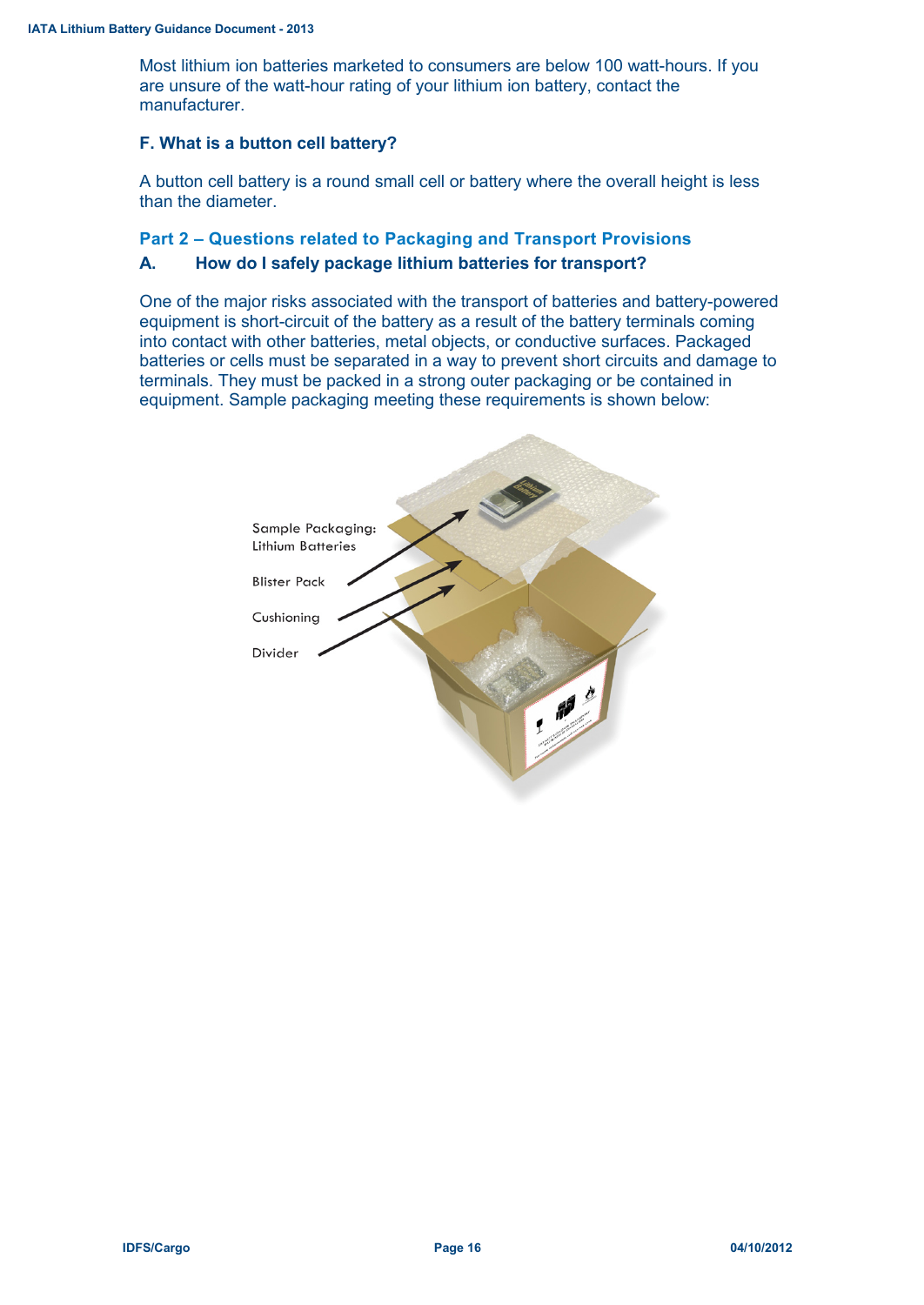Most lithium ion batteries marketed to consumers are below 100 watt-hours. If you are unsure of the watt-hour rating of your lithium ion battery, contact the manufacturer.

### F. What is a button cell battery?

A button cell battery is a round small cell or battery where the overall height is less than the diameter.

## Part 2 – Questions related to Packaging and Transport Provisions

### A. How do I safely package lithium batteries for transport?

One of the major risks associated with the transport of batteries and battery-powered equipment is short-circuit of the battery as a result of the battery terminals coming into contact with other batteries, metal objects, or conductive surfaces. Packaged batteries or cells must be separated in a way to prevent short circuits and damage to terminals. They must be packed in a strong outer packaging or be contained in equipment. Sample packaging meeting these requirements is shown below:

Sample Packaging: Lithium Batteries

Blister Pack

Cushioning

Divider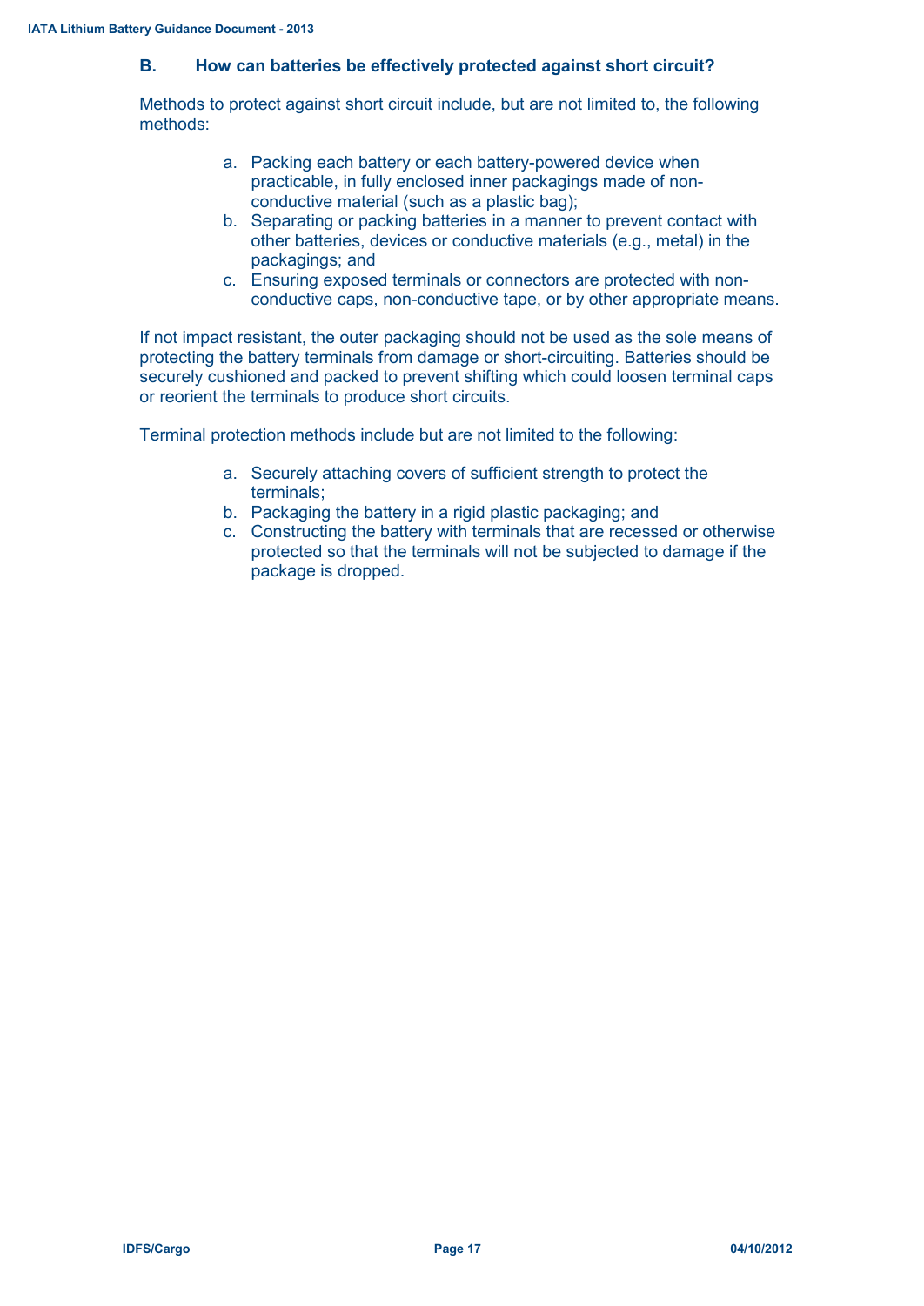## B. How can batteries be effectively protected against short circuit?

Methods to protect against short circuit include, but are not limited to, the following methods:

a. Packing each battery or each battery-powered device when practicable, in fully enclosed inner packagings made of non-conductive material (such as a plastic bag);
b. Separating or packing batteries in a manner to prevent contact with other batteries, devices or conductive materials (e.g., metal) in the packagings; and
c. Ensuring exposed terminals or connectors are protected with non-conductive caps, non-conductive tape, or by other appropriate means.

If not impact resistant, the outer packaging should not be used as the sole means of protecting the battery terminals from damage or short-circuiting. Batteries should be securely cushioned and packed to prevent shifting which could loosen terminal caps or reorient the terminals to produce short circuits.

Terminal protection methods include but are not limited to the following:

a. Securely attaching covers of sufficient strength to protect the terminals;
b. Packaging the battery in a rigid plastic packaging; and
c. Constructing the battery with terminals that are recessed or otherwise protected so that the terminals will not be subjected to damage if the package is dropped.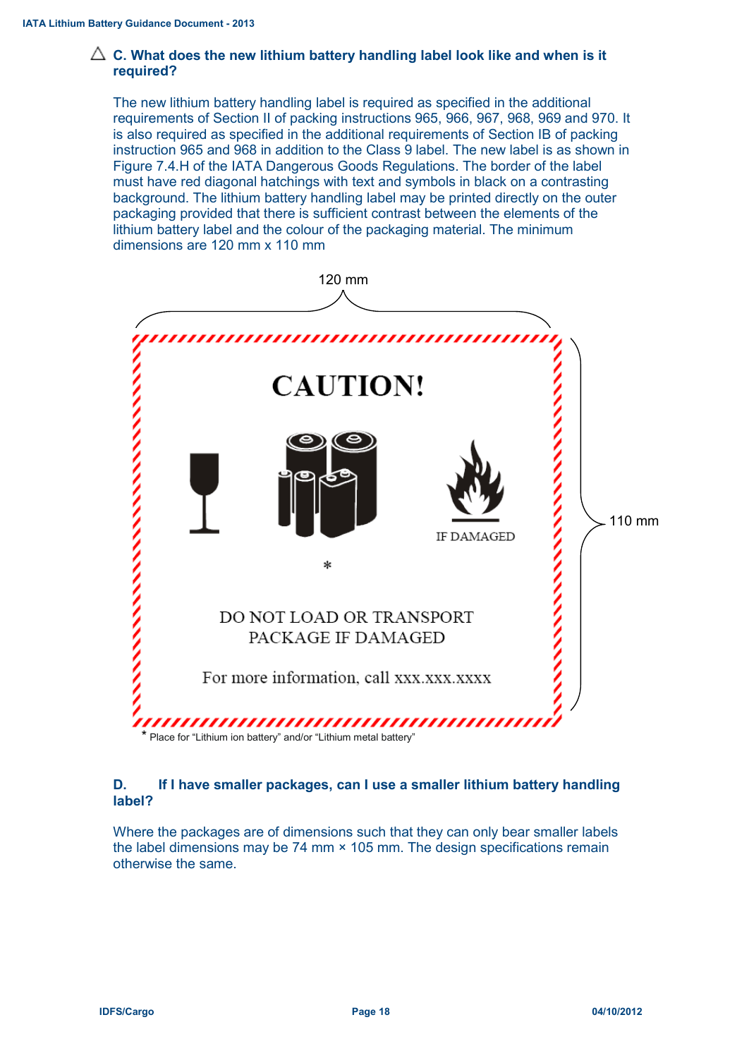### △ C. What does the new lithium battery handling label look like and when is it required?

The new lithium battery handling label is required as specified in the additional requirements of Section II of packing instructions 965, 966, 967, 968, 969 and 970. It is also required as specified in the additional requirements of Section IB of packing instruction 965 and 968 in addition to the Class 9 label. The new label is as shown in Figure 7.4.H of the IATA Dangerous Goods Regulations. The border of the label must have red diagonal hatchings with text and symbols in black on a contrasting background. The lithium battery handling label may be printed directly on the outer packaging provided that there is sufficient contrast between the elements of the lithium battery label and the colour of the packaging material. The minimum dimensions are 120 mm x 110 mm

120 mm

110 mm

CAUTION!

IF DAMAGED

*

DO NOT LOAD OR TRANSPORT PACKAGE IF DAMAGED

For more information, call xxx.xxx.xxxx

\* Place for "Lithium ion battery" and/or "Lithium metal battery"

### D. If I have smaller packages, can I use a smaller lithium battery handling label?

Where the packages are of dimensions such that they can only bear smaller labels the label dimensions may be 74 mm × 105 mm. The design specifications remain otherwise the same.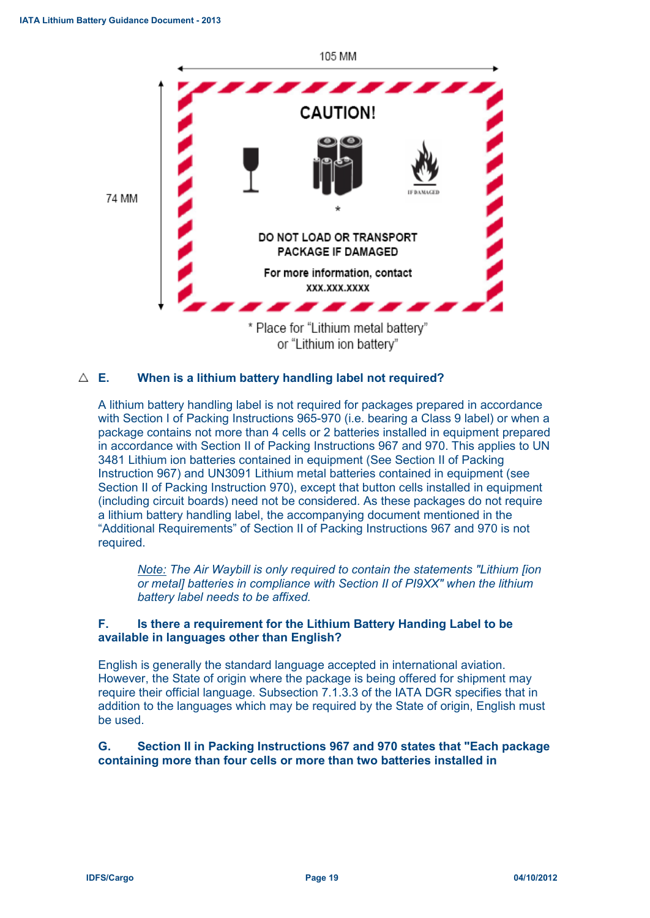105 MM

74 MM

**CAUTION!**

IF DAMAGED

\*

DO NOT LOAD OR TRANSPORT
PACKAGE IF DAMAGED

For more information, contact
XXX.XXX.XXXX

\* Place for "Lithium metal battery" or "Lithium ion battery"

### △ E. When is a lithium battery handling label not required?

A lithium battery handling label is not required for packages prepared in accordance with Section I of Packing Instructions 965-970 (i.e. bearing a Class 9 label) or when a package contains not more than 4 cells or 2 batteries installed in equipment prepared in accordance with Section II of Packing Instructions 967 and 970. This applies to UN 3481 Lithium ion batteries contained in equipment (See Section II of Packing Instruction 967) and UN3091 Lithium metal batteries contained in equipment (see Section II of Packing Instruction 970), except that button cells installed in equipment (including circuit boards) need not be considered. As these packages do not require a lithium battery handling label, the accompanying document mentioned in the "Additional Requirements" of Section II of Packing Instructions 967 and 970 is not required.

> *Note: The Air Waybill is only required to contain the statements "Lithium [ion or metal] batteries in compliance with Section II of PI9XX" when the lithium battery label needs to be affixed.*

### F. Is there a requirement for the Lithium Battery Handing Label to be available in languages other than English?

English is generally the standard language accepted in international aviation. However, the State of origin where the package is being offered for shipment may require their official language. Subsection 7.1.3.3 of the IATA DGR specifies that in addition to the languages which may be required by the State of origin, English must be used.

### G. Section II in Packing Instructions 967 and 970 states that "Each package containing more than four cells or more than two batteries installed in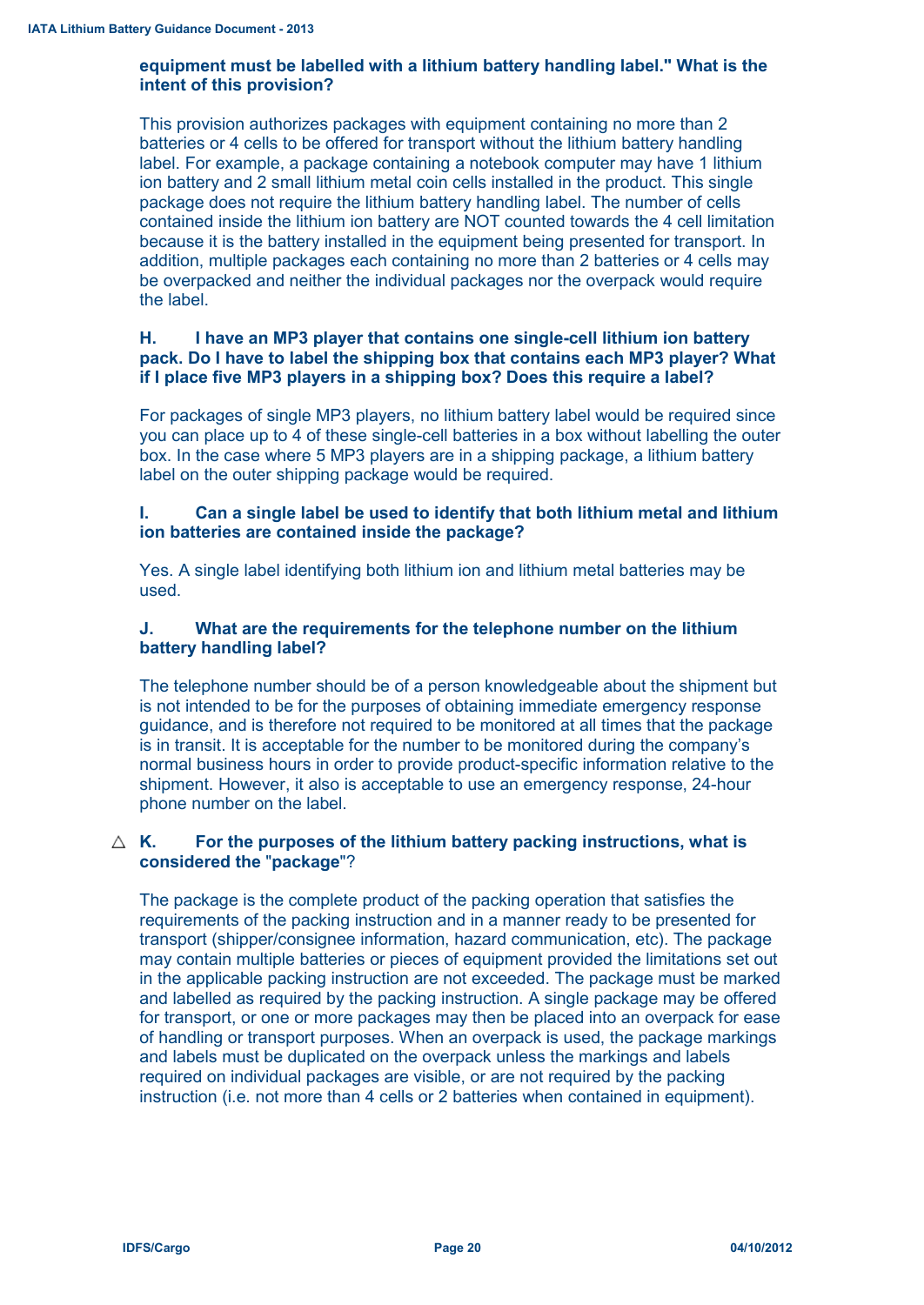**equipment must be labelled with a lithium battery handling label." What is the intent of this provision?**

This provision authorizes packages with equipment containing no more than 2 batteries or 4 cells to be offered for transport without the lithium battery handling label. For example, a package containing a notebook computer may have 1 lithium ion battery and 2 small lithium metal coin cells installed in the product. This single package does not require the lithium battery handling label. The number of cells contained inside the lithium ion battery are NOT counted towards the 4 cell limitation because it is the battery installed in the equipment being presented for transport. In addition, multiple packages each containing no more than 2 batteries or 4 cells may be overpacked and neither the individual packages nor the overpack would require the label.

**H. I have an MP3 player that contains one single-cell lithium ion battery pack. Do I have to label the shipping box that contains each MP3 player? What if I place five MP3 players in a shipping box? Does this require a label?**

For packages of single MP3 players, no lithium battery label would be required since you can place up to 4 of these single-cell batteries in a box without labelling the outer box. In the case where 5 MP3 players are in a shipping package, a lithium battery label on the outer shipping package would be required.

**I. Can a single label be used to identify that both lithium metal and lithium ion batteries are contained inside the package?**

Yes. A single label identifying both lithium ion and lithium metal batteries may be used.

**J. What are the requirements for the telephone number on the lithium battery handling label?**

The telephone number should be of a person knowledgeable about the shipment but is not intended to be for the purposes of obtaining immediate emergency response guidance, and is therefore not required to be monitored at all times that the package is in transit. It is acceptable for the number to be monitored during the company's normal business hours in order to provide product-specific information relative to the shipment. However, it also is acceptable to use an emergency response, 24-hour phone number on the label.

△ **K. For the purposes of the lithium battery packing instructions, what is considered the "package"?**

The package is the complete product of the packing operation that satisfies the requirements of the packing instruction and in a manner ready to be presented for transport (shipper/consignee information, hazard communication, etc). The package may contain multiple batteries or pieces of equipment provided the limitations set out in the applicable packing instruction are not exceeded. The package must be marked and labelled as required by the packing instruction. A single package may be offered for transport, or one or more packages may then be placed into an overpack for ease of handling or transport purposes. When an overpack is used, the package markings and labels must be duplicated on the overpack unless the markings and labels required on individual packages are visible, or are not required by the packing instruction (i.e. not more than 4 cells or 2 batteries when contained in equipment).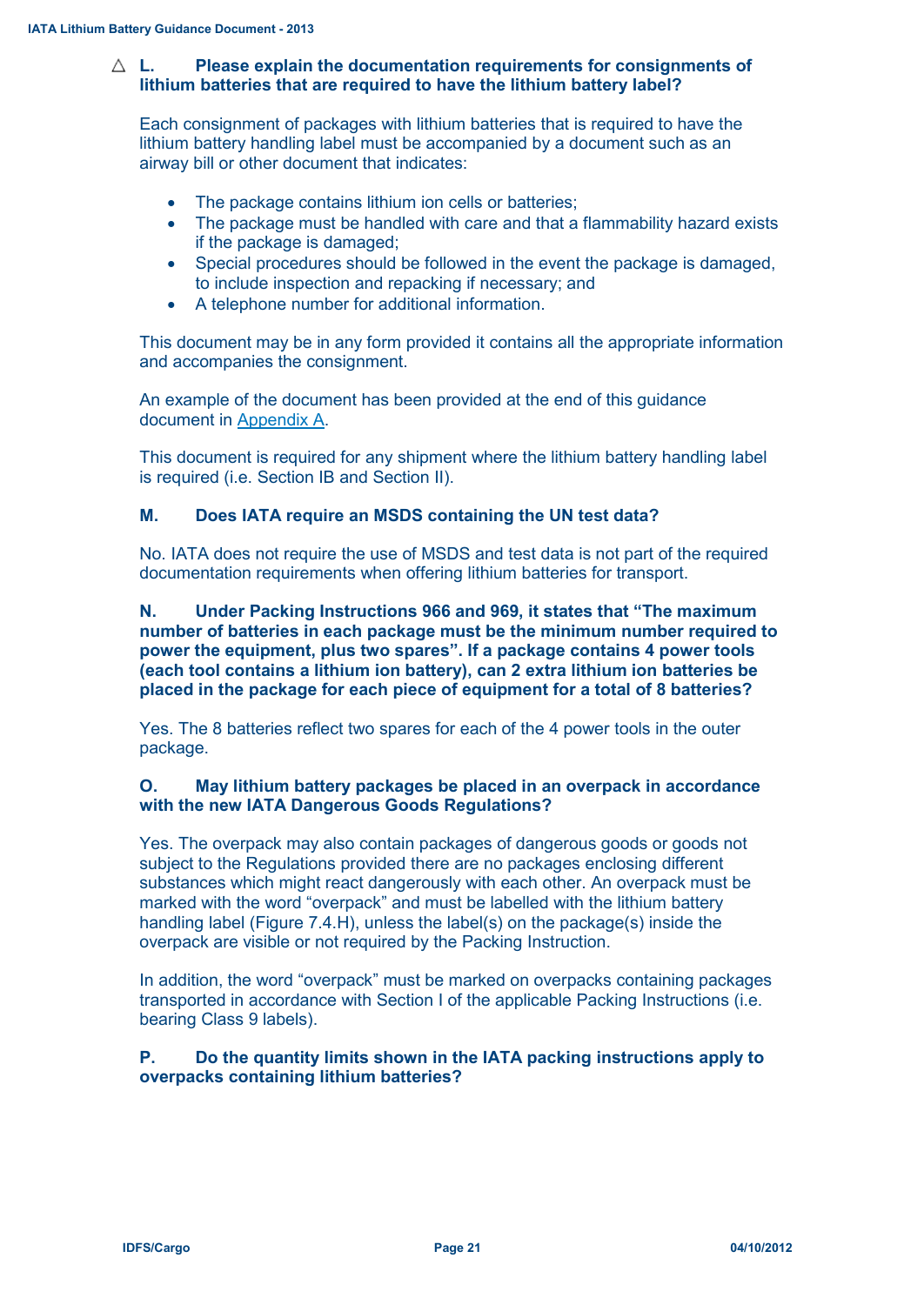### △ L. Please explain the documentation requirements for consignments of lithium batteries that are required to have the lithium battery label?

Each consignment of packages with lithium batteries that is required to have the lithium battery handling label must be accompanied by a document such as an airway bill or other document that indicates:

- The package contains lithium ion cells or batteries;
- The package must be handled with care and that a flammability hazard exists if the package is damaged;
- Special procedures should be followed in the event the package is damaged, to include inspection and repacking if necessary; and
- A telephone number for additional information.

This document may be in any form provided it contains all the appropriate information and accompanies the consignment.

An example of the document has been provided at the end of this guidance document in Appendix A.

This document is required for any shipment where the lithium battery handling label is required (i.e. Section IB and Section II).

### M. Does IATA require an MSDS containing the UN test data?

No. IATA does not require the use of MSDS and test data is not part of the required documentation requirements when offering lithium batteries for transport.

### N. Under Packing Instructions 966 and 969, it states that "The maximum number of batteries in each package must be the minimum number required to power the equipment, plus two spares". If a package contains 4 power tools (each tool contains a lithium ion battery), can 2 extra lithium ion batteries be placed in the package for each piece of equipment for a total of 8 batteries?

Yes. The 8 batteries reflect two spares for each of the 4 power tools in the outer package.

### O. May lithium battery packages be placed in an overpack in accordance with the new IATA Dangerous Goods Regulations?

Yes. The overpack may also contain packages of dangerous goods or goods not subject to the Regulations provided there are no packages enclosing different substances which might react dangerously with each other. An overpack must be marked with the word "overpack" and must be labelled with the lithium battery handling label (Figure 7.4.H), unless the label(s) on the package(s) inside the overpack are visible or not required by the Packing Instruction.

In addition, the word "overpack" must be marked on overpacks containing packages transported in accordance with Section I of the applicable Packing Instructions (i.e. bearing Class 9 labels).

### P. Do the quantity limits shown in the IATA packing instructions apply to overpacks containing lithium batteries?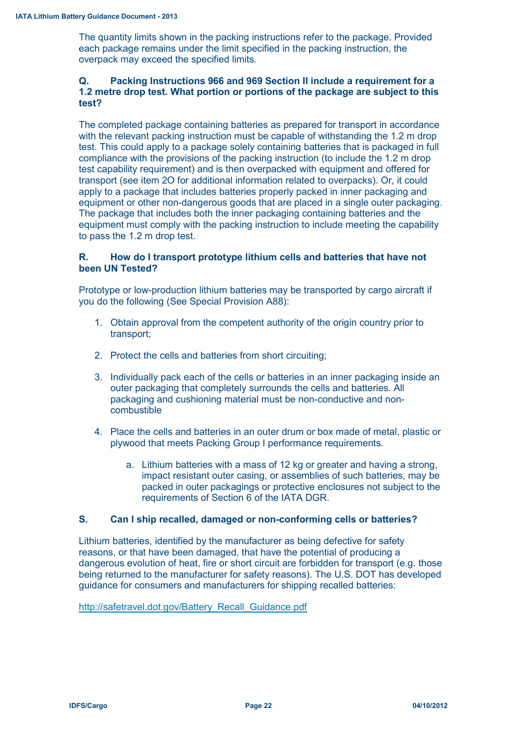The quantity limits shown in the packing instructions refer to the package. Provided each package remains under the limit specified in the packing instruction, the overpack may exceed the specified limits.

### Q. Packing Instructions 966 and 969 Section II include a requirement for a 1.2 metre drop test. What portion or portions of the package are subject to this test?

The completed package containing batteries as prepared for transport in accordance with the relevant packing instruction must be capable of withstanding the 1.2 m drop test. This could apply to a package solely containing batteries that is packaged in full compliance with the provisions of the packing instruction (to include the 1.2 m drop test capability requirement) and is then overpacked with equipment and offered for transport (see item 2O for additional information related to overpacks). Or, it could apply to a package that includes batteries properly packed in inner packaging and equipment or other non-dangerous goods that are placed in a single outer packaging. The package that includes both the inner packaging containing batteries and the equipment must comply with the packing instruction to include meeting the capability to pass the 1.2 m drop test.

### R. How do I transport prototype lithium cells and batteries that have not been UN Tested?

Prototype or low-production lithium batteries may be transported by cargo aircraft if you do the following (See Special Provision A88):

1. Obtain approval from the competent authority of the origin country prior to transport;
2. Protect the cells and batteries from short circuiting;
3. Individually pack each of the cells or batteries in an inner packaging inside an outer packaging that completely surrounds the cells and batteries. All packaging and cushioning material must be non-conductive and non-combustible
4. Place the cells and batteries in an outer drum or box made of metal, plastic or plywood that meets Packing Group I performance requirements.
   a. Lithium batteries with a mass of 12 kg or greater and having a strong, impact resistant outer casing, or assemblies of such batteries, may be packed in outer packagings or protective enclosures not subject to the requirements of Section 6 of the IATA DGR.

### S. Can I ship recalled, damaged or non-conforming cells or batteries?

Lithium batteries, identified by the manufacturer as being defective for safety reasons, or that have been damaged, that have the potential of producing a dangerous evolution of heat, fire or short circuit are forbidden for transport (e.g. those being returned to the manufacturer for safety reasons). The U.S. DOT has developed guidance for consumers and manufacturers for shipping recalled batteries:

http://safetravel.dot.gov/Battery_Recall_Guidance.pdf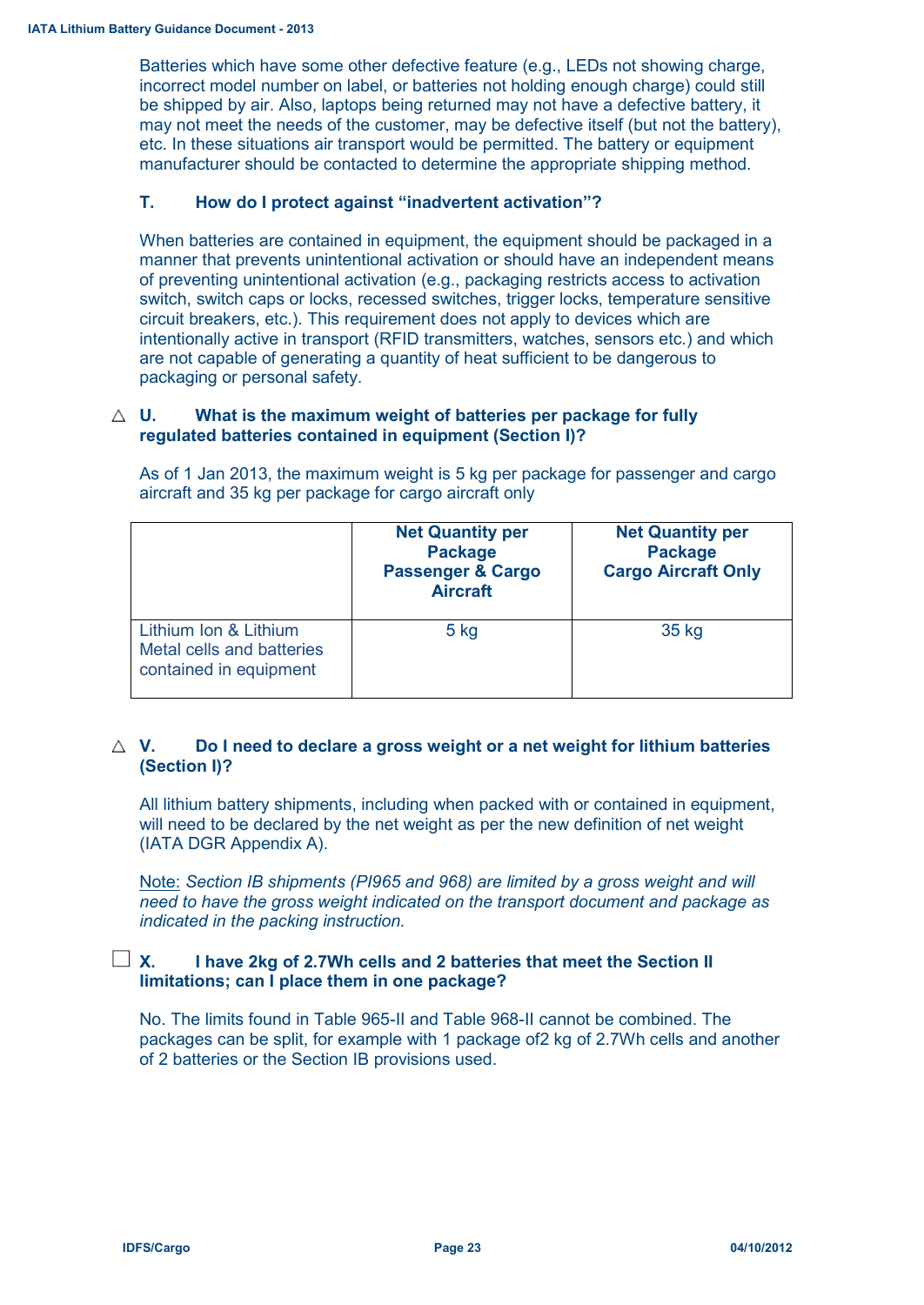Batteries which have some other defective feature (e.g., LEDs not showing charge, incorrect model number on label, or batteries not holding enough charge) could still be shipped by air. Also, laptops being returned may not have a defective battery, it may not meet the needs of the customer, may be defective itself (but not the battery), etc. In these situations air transport would be permitted. The battery or equipment manufacturer should be contacted to determine the appropriate shipping method.

### T. How do I protect against "inadvertent activation"?

When batteries are contained in equipment, the equipment should be packaged in a manner that prevents unintentional activation or should have an independent means of preventing unintentional activation (e.g., packaging restricts access to activation switch, switch caps or locks, recessed switches, trigger locks, temperature sensitive circuit breakers, etc.). This requirement does not apply to devices which are intentionally active in transport (RFID transmitters, watches, sensors etc.) and which are not capable of generating a quantity of heat sufficient to be dangerous to packaging or personal safety.

### △ U. What is the maximum weight of batteries per package for fully regulated batteries contained in equipment (Section I)?

As of 1 Jan 2013, the maximum weight is 5 kg per package for passenger and cargo aircraft and 35 kg per package for cargo aircraft only

| | Net Quantity per Package Passenger & Cargo Aircraft | Net Quantity per Package Cargo Aircraft Only |
|---|---|---|
| Lithium Ion & Lithium Metal cells and batteries contained in equipment | 5 kg | 35 kg |

### △ V. Do I need to declare a gross weight or a net weight for lithium batteries (Section I)?

All lithium battery shipments, including when packed with or contained in equipment, will need to be declared by the net weight as per the new definition of net weight (IATA DGR Appendix A).

Note: *Section IB shipments (PI965 and 968) are limited by a gross weight and will need to have the gross weight indicated on the transport document and package as indicated in the packing instruction.*

### ☐ X. I have 2kg of 2.7Wh cells and 2 batteries that meet the Section II limitations; can I place them in one package?

No. The limits found in Table 965-II and Table 968-II cannot be combined. The packages can be split, for example with 1 package of2 kg of 2.7Wh cells and another of 2 batteries or the Section IB provisions used.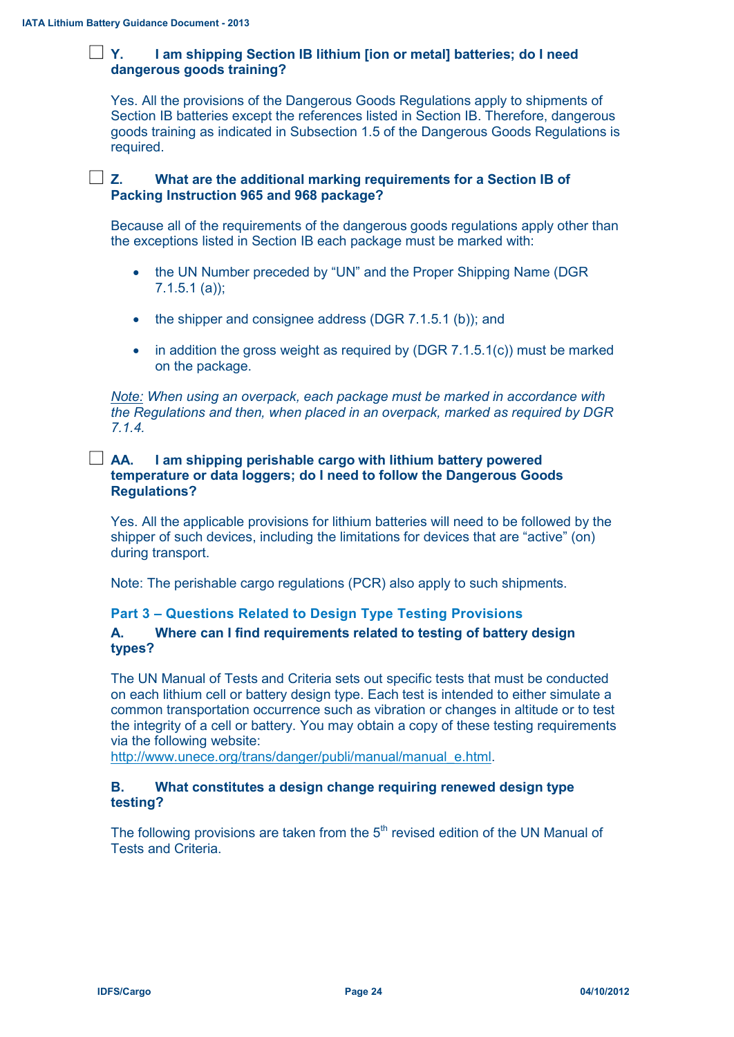☐ **Y. I am shipping Section IB lithium [ion or metal] batteries; do I need dangerous goods training?**

Yes. All the provisions of the Dangerous Goods Regulations apply to shipments of Section IB batteries except the references listed in Section IB. Therefore, dangerous goods training as indicated in Subsection 1.5 of the Dangerous Goods Regulations is required.

☐ **Z. What are the additional marking requirements for a Section IB of Packing Instruction 965 and 968 package?**

Because all of the requirements of the dangerous goods regulations apply other than the exceptions listed in Section IB each package must be marked with:

- the UN Number preceded by "UN" and the Proper Shipping Name (DGR 7.1.5.1 (a));
- the shipper and consignee address (DGR 7.1.5.1 (b)); and
- in addition the gross weight as required by (DGR 7.1.5.1(c)) must be marked on the package.

*Note: When using an overpack, each package must be marked in accordance with the Regulations and then, when placed in an overpack, marked as required by DGR 7.1.4.*

☐ **AA. I am shipping perishable cargo with lithium battery powered temperature or data loggers; do I need to follow the Dangerous Goods Regulations?**

Yes. All the applicable provisions for lithium batteries will need to be followed by the shipper of such devices, including the limitations for devices that are "active" (on) during transport.

Note: The perishable cargo regulations (PCR) also apply to such shipments.

## Part 3 – Questions Related to Design Type Testing Provisions

**A. Where can I find requirements related to testing of battery design types?**

The UN Manual of Tests and Criteria sets out specific tests that must be conducted on each lithium cell or battery design type. Each test is intended to either simulate a common transportation occurrence such as vibration or changes in altitude or to test the integrity of a cell or battery. You may obtain a copy of these testing requirements via the following website:
http://www.unece.org/trans/danger/publi/manual/manual_e.html.

**B. What constitutes a design change requiring renewed design type testing?**

The following provisions are taken from the 5th revised edition of the UN Manual of Tests and Criteria.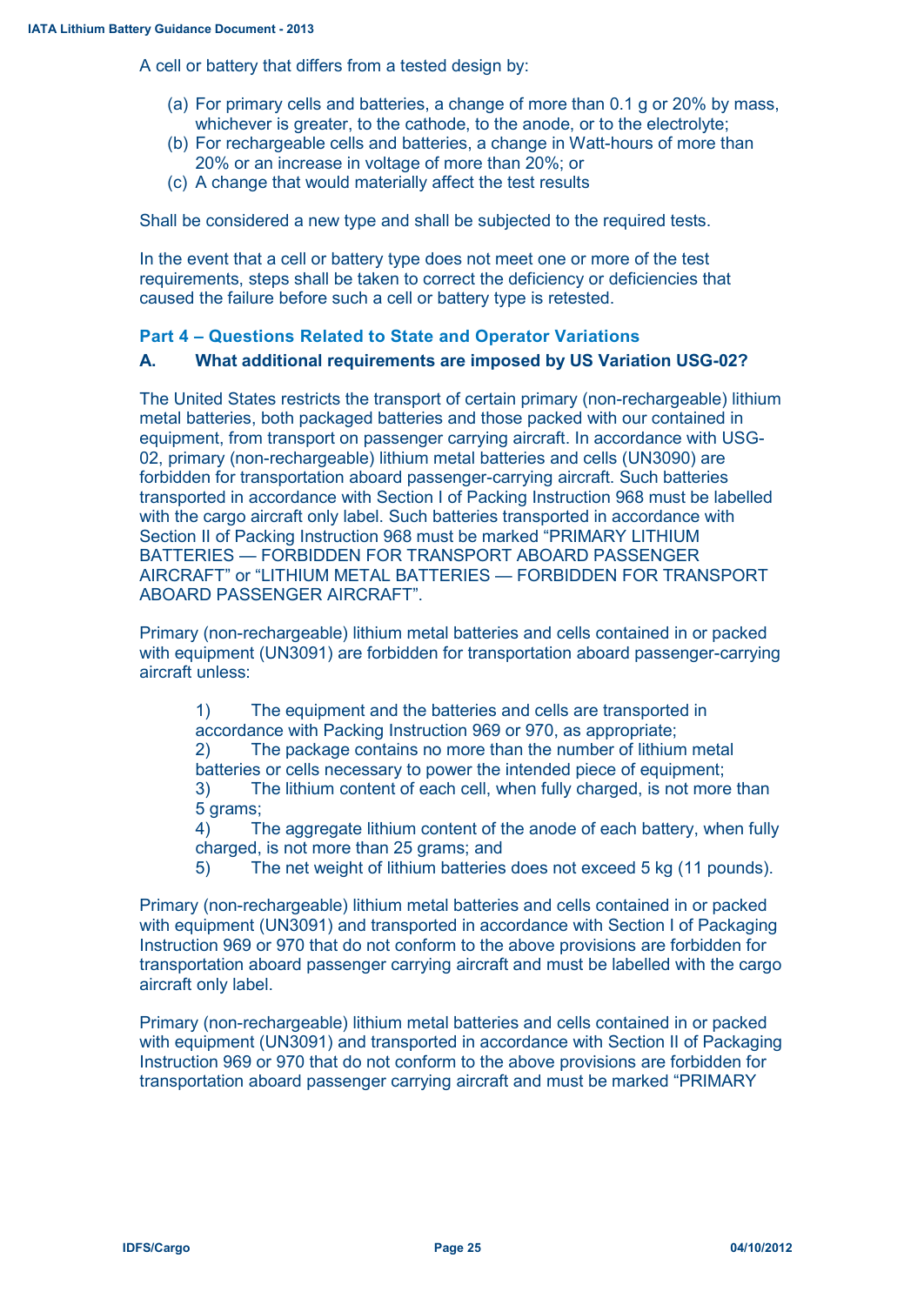A cell or battery that differs from a tested design by:

(a) For primary cells and batteries, a change of more than 0.1 g or 20% by mass, whichever is greater, to the cathode, to the anode, or to the electrolyte;
(b) For rechargeable cells and batteries, a change in Watt-hours of more than 20% or an increase in voltage of more than 20%; or
(c) A change that would materially affect the test results

Shall be considered a new type and shall be subjected to the required tests.

In the event that a cell or battery type does not meet one or more of the test requirements, steps shall be taken to correct the deficiency or deficiencies that caused the failure before such a cell or battery type is retested.

## Part 4 – Questions Related to State and Operator Variations

### A. What additional requirements are imposed by US Variation USG-02?

The United States restricts the transport of certain primary (non-rechargeable) lithium metal batteries, both packaged batteries and those packed with our contained in equipment, from transport on passenger carrying aircraft. In accordance with USG-02, primary (non-rechargeable) lithium metal batteries and cells (UN3090) are forbidden for transportation aboard passenger-carrying aircraft. Such batteries transported in accordance with Section I of Packing Instruction 968 must be labelled with the cargo aircraft only label. Such batteries transported in accordance with Section II of Packing Instruction 968 must be marked "PRIMARY LITHIUM BATTERIES — FORBIDDEN FOR TRANSPORT ABOARD PASSENGER AIRCRAFT" or "LITHIUM METAL BATTERIES — FORBIDDEN FOR TRANSPORT ABOARD PASSENGER AIRCRAFT".

Primary (non-rechargeable) lithium metal batteries and cells contained in or packed with equipment (UN3091) are forbidden for transportation aboard passenger-carrying aircraft unless:

1) The equipment and the batteries and cells are transported in accordance with Packing Instruction 969 or 970, as appropriate;
2) The package contains no more than the number of lithium metal batteries or cells necessary to power the intended piece of equipment;
3) The lithium content of each cell, when fully charged, is not more than 5 grams;
4) The aggregate lithium content of the anode of each battery, when fully charged, is not more than 25 grams; and
5) The net weight of lithium batteries does not exceed 5 kg (11 pounds).

Primary (non-rechargeable) lithium metal batteries and cells contained in or packed with equipment (UN3091) and transported in accordance with Section I of Packaging Instruction 969 or 970 that do not conform to the above provisions are forbidden for transportation aboard passenger carrying aircraft and must be labelled with the cargo aircraft only label.

Primary (non-rechargeable) lithium metal batteries and cells contained in or packed with equipment (UN3091) and transported in accordance with Section II of Packaging Instruction 969 or 970 that do not conform to the above provisions are forbidden for transportation aboard passenger carrying aircraft and must be marked "PRIMARY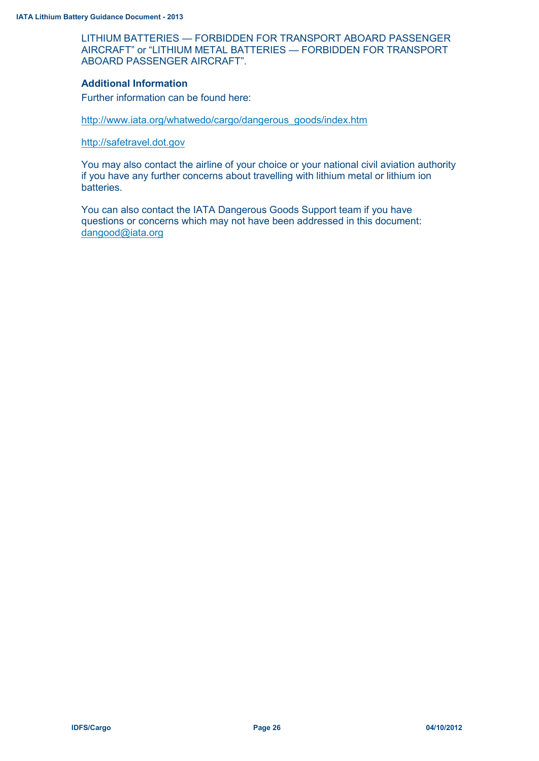LITHIUM BATTERIES — FORBIDDEN FOR TRANSPORT ABOARD PASSENGER AIRCRAFT" or "LITHIUM METAL BATTERIES — FORBIDDEN FOR TRANSPORT ABOARD PASSENGER AIRCRAFT".

### Additional Information

Further information can be found here:

http://www.iata.org/whatwedo/cargo/dangerous_goods/index.htm

http://safetravel.dot.gov

You may also contact the airline of your choice or your national civil aviation authority if you have any further concerns about travelling with lithium metal or lithium ion batteries.

You can also contact the IATA Dangerous Goods Support team if you have questions or concerns which may not have been addressed in this document: dangood@iata.org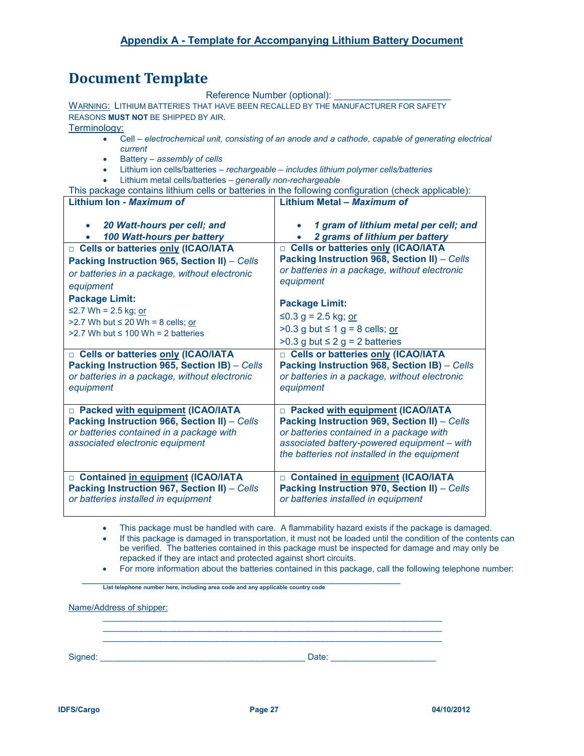## Appendix A - Template for Accompanying Lithium Battery Document

# Document Template

Reference Number (optional): ______________________

WARNING: LITHIUM BATTERIES THAT HAVE BEEN RECALLED BY THE MANUFACTURER FOR SAFETY REASONS **MUST NOT** BE SHIPPED BY AIR.

Terminology:

- Cell – *electrochemical unit, consisting of an anode and a cathode, capable of generating electrical current*
- Battery – *assembly of cells*
- Lithium ion cells/batteries – *rechargeable – includes lithium polymer cells/batteries*
- Lithium metal cells/batteries – *generally non-rechargeable*

This package contains lithium cells or batteries in the following configuration (check applicable):

| **Lithium Ion - *Maximum of*** <br>• ***20 Watt-hours per cell; and*** <br>• ***100 Watt-hours per battery*** | **Lithium Metal – *Maximum of*** <br>• ***1 gram of lithium metal per cell; and*** <br>• ***2 grams of lithium per battery*** |
|---|---|
| □ **Cells or batteries only (ICAO/IATA Packing Instruction 965, Section II)** – *Cells or batteries in a package, without electronic equipment* <br>**Package Limit:** <br>≤2.7 Wh = 2.5 kg; or <br>>2.7 Wh but ≤ 20 Wh = 8 cells; or <br>>2.7 Wh but ≤ 100 Wh = 2 batteries | □ **Cells or batteries only (ICAO/IATA Packing Instruction 968, Section II)** – *Cells or batteries in a package, without electronic equipment* <br>**Package Limit:** <br>≤0.3 g = 2.5 kg; or <br>>0.3 g but ≤ 1 g = 8 cells; or <br>>0.3 g but ≤ 2 g = 2 batteries |
| □ **Cells or batteries only (ICAO/IATA Packing Instruction 965, Section IB)** – *Cells or batteries in a package, without electronic equipment* | □ **Cells or batteries only (ICAO/IATA Packing Instruction 968, Section IB)** – *Cells or batteries in a package, without electronic equipment* |
| □ **Packed with equipment (ICAO/IATA Packing Instruction 966, Section II)** – *Cells or batteries contained in a package with associated electronic equipment* | □ **Packed with equipment (ICAO/IATA Packing Instruction 969, Section II)** – *Cells or batteries contained in a package with associated battery-powered equipment – with the batteries not installed in the equipment* |
| □ **Contained in equipment (ICAO/IATA Packing Instruction 967, Section II)** – *Cells or batteries installed in equipment* | □ **Contained in equipment (ICAO/IATA Packing Instruction 970, Section II)** – *Cells or batteries installed in equipment* |

- This package must be handled with care. A flammability hazard exists if the package is damaged.
- If this package is damaged in transportation, it must not be loaded until the condition of the contents can be verified. The batteries contained in this package must be inspected for damage and may only be repacked if they are intact and protected against short circuits.
- For more information about the batteries contained in this package, call the following telephone number:

_______________________________________________________________

**List telephone number here, including area code and any applicable country code**

Name/Address of shipper:

_______________________________________________________________

_______________________________________________________________

_______________________________________________________________

Signed: __________________________________________ Date: ______________________